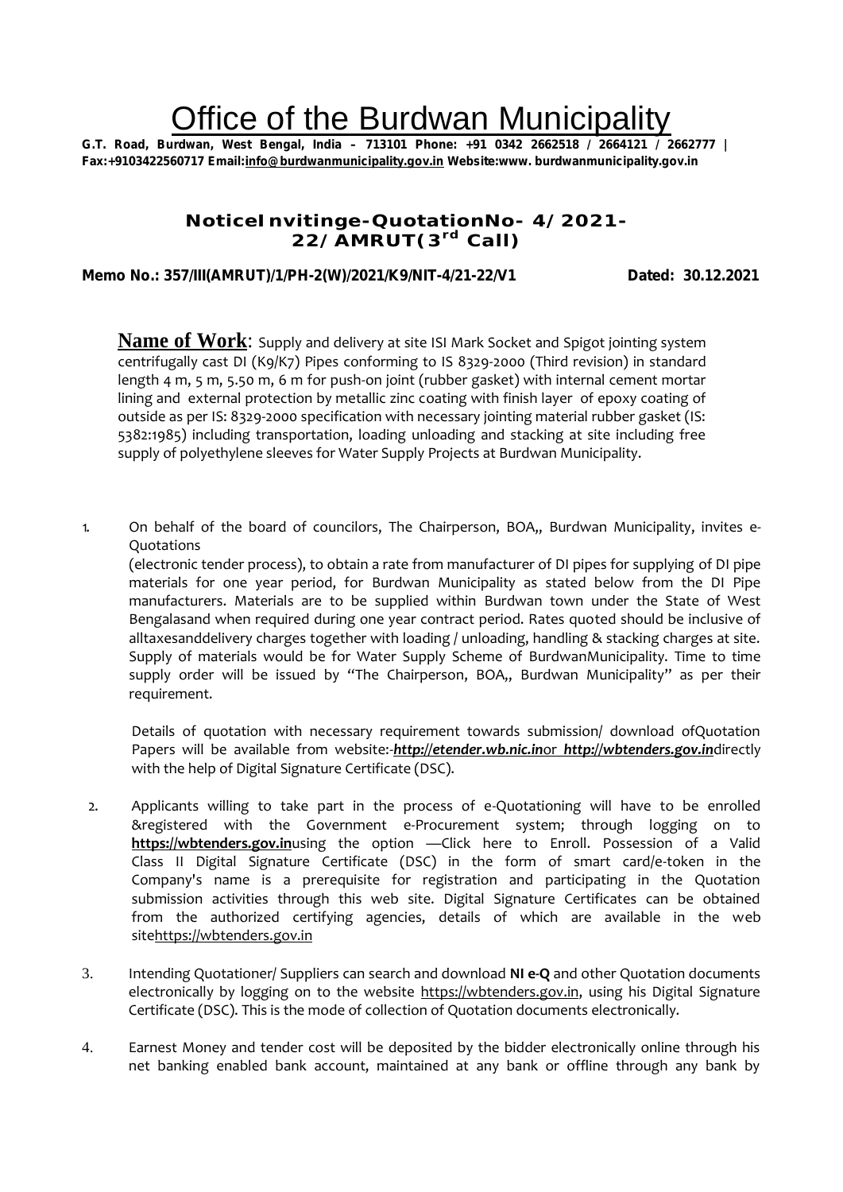# Office of the Burdwan Municipality

**G.T. Road, Burdwan, West Bengal, India – 713101 Phone: +91 0342 2662518 / 2664121 / 2662777 | Fax:+9103422560717 Email:info@burdwanmunicipality.gov.in Website:www. burdwanmunicipality.gov.in**

## NoticeInvitinge-QuotationNo- 4/2021-22/AMRUT(3rd Call)

**Memo No.: 357/III(AMRUT)/1/PH-2(W)/2021/K9/NIT-4/21-22/V1 Dated: 30.12.2021**

**Name of Work**: Supply and delivery at site ISI Mark Socket and Spigot jointing system centrifugally cast DI (K9/K7) Pipes conforming to IS 8329-2000 (Third revision) in standard length 4 m, 5 m, 5.50 m, 6 m for push-on joint (rubber gasket) with internal cement mortar lining and external protection by metallic zinc coating with finish layer of epoxy coating of outside as per IS: 8329-2000 specification with necessary jointing material rubber gasket (IS: 5382:1985) including transportation, loading unloading and stacking at site including free supply of polyethylene sleeves for Water Supply Projects at Burdwan Municipality.

1. On behalf of the board of councilors, The Chairperson, BOA,, Burdwan Municipality, invites e-Quotations
   (electronic tender process), to obtain a rate from manufacturer of DI pipes for supplying of DI pipe materials for one year period, for Burdwan Municipality as stated below from the DI Pipe manufacturers. Materials are to be supplied within Burdwan town under the State of West Bengalasand when required during one year contract period. Rates quoted should be inclusive of alltaxesanddelivery charges together with loading / unloading, handling & stacking charges at site. Supply of materials would be for Water Supply Scheme of BurdwanMunicipality. Time to time supply order will be issued by "The Chairperson, BOA,, Burdwan Municipality" as per their requirement.

   Details of quotation with necessary requirement towards submission/ download ofQuotation Papers will be available from website:-***http://etender.wb.nic.in***or ***http://wbtenders.gov.in***directly with the help of Digital Signature Certificate (DSC).

2. Applicants willing to take part in the process of e-Quotationing will have to be enrolled &registered with the Government e-Procurement system; through logging on to **https://wbtenders.gov.in**using the option —Click here to Enroll. Possession of a Valid Class II Digital Signature Certificate (DSC) in the form of smart card/e-token in the Company's name is a prerequisite for registration and participating in the Quotation submission activities through this web site. Digital Signature Certificates can be obtained from the authorized certifying agencies, details of which are available in the web sitehttps://wbtenders.gov.in

3. Intending Quotationer/ Suppliers can search and download **NI e-Q** and other Quotation documents electronically by logging on to the website https://wbtenders.gov.in, using his Digital Signature Certificate (DSC). This is the mode of collection of Quotation documents electronically.

4. Earnest Money and tender cost will be deposited by the bidder electronically online through his net banking enabled bank account, maintained at any bank or offline through any bank by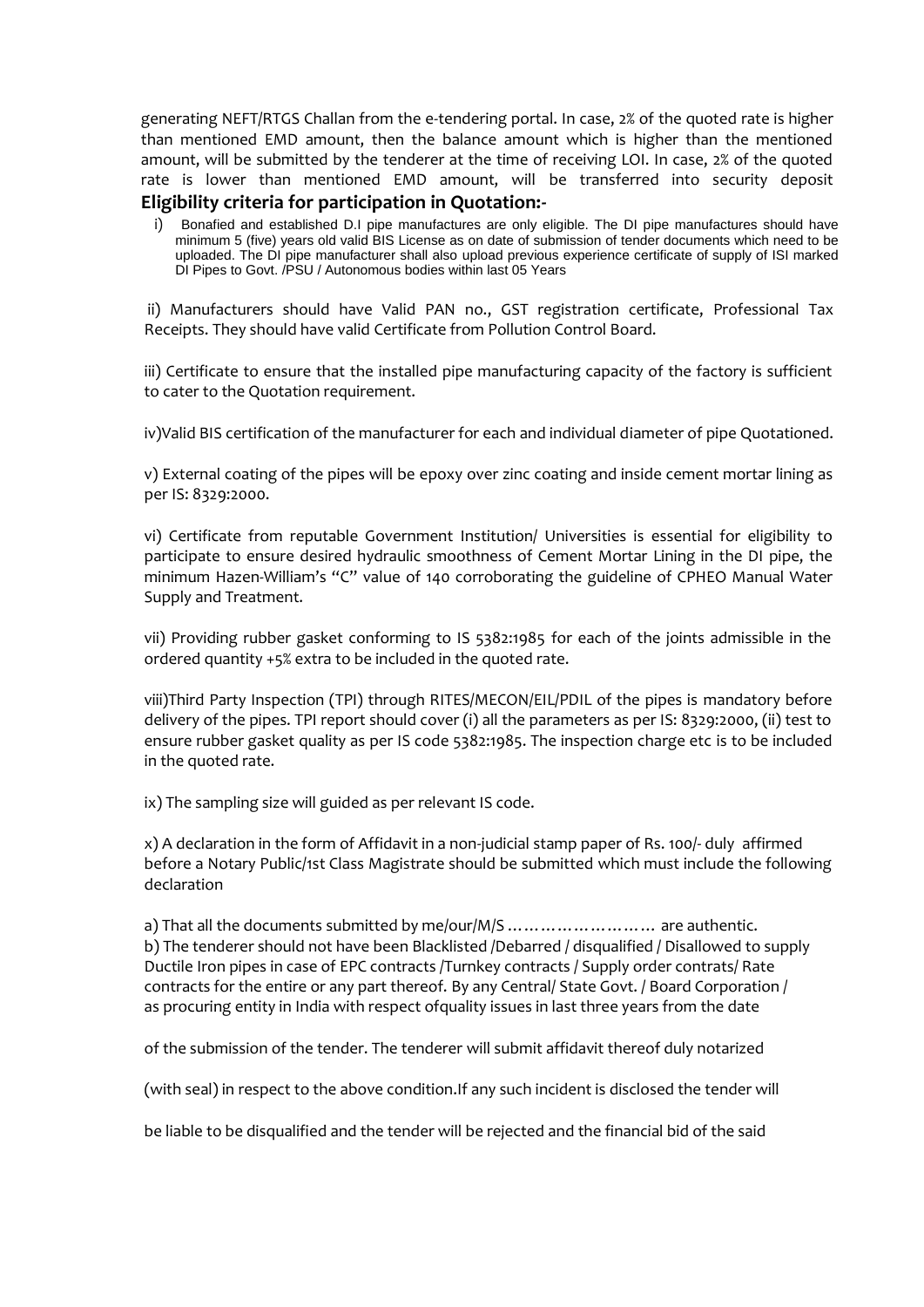generating NEFT/RTGS Challan from the e-tendering portal. In case, 2% of the quoted rate is higher than mentioned EMD amount, then the balance amount which is higher than the mentioned amount, will be submitted by the tenderer at the time of receiving LOI. In case, 2% of the quoted rate is lower than mentioned EMD amount, will be transferred into security deposit

**Eligibility criteria for participation in Quotation:-**

i) Bonafied and established D.I pipe manufactures are only eligible. The DI pipe manufactures should have minimum 5 (five) years old valid BIS License as on date of submission of tender documents which need to be uploaded. The DI pipe manufacturer shall also upload previous experience certificate of supply of ISI marked DI Pipes to Govt. /PSU / Autonomous bodies within last 05 Years

ii) Manufacturers should have Valid PAN no., GST registration certificate, Professional Tax Receipts. They should have valid Certificate from Pollution Control Board.

iii) Certificate to ensure that the installed pipe manufacturing capacity of the factory is sufficient to cater to the Quotation requirement.

iv)Valid BIS certification of the manufacturer for each and individual diameter of pipe Quotationed.

v) External coating of the pipes will be epoxy over zinc coating and inside cement mortar lining as per IS: 8329:2000.

vi) Certificate from reputable Government Institution/ Universities is essential for eligibility to participate to ensure desired hydraulic smoothness of Cement Mortar Lining in the DI pipe, the minimum Hazen-William's "C" value of 140 corroborating the guideline of CPHEO Manual Water Supply and Treatment.

vii) Providing rubber gasket conforming to IS 5382:1985 for each of the joints admissible in the ordered quantity +5% extra to be included in the quoted rate.

viii)Third Party Inspection (TPI) through RITES/MECON/EIL/PDIL of the pipes is mandatory before delivery of the pipes. TPI report should cover (i) all the parameters as per IS: 8329:2000, (ii) test to ensure rubber gasket quality as per IS code 5382:1985. The inspection charge etc is to be included in the quoted rate.

ix) The sampling size will guided as per relevant IS code.

x) A declaration in the form of Affidavit in a non-judicial stamp paper of Rs. 100/- duly affirmed before a Notary Public/1st Class Magistrate should be submitted which must include the following declaration

a) That all the documents submitted by me/our/M/S ……………………… are authentic.
b) The tenderer should not have been Blacklisted /Debarred / disqualified / Disallowed to supply Ductile Iron pipes in case of EPC contracts /Turnkey contracts / Supply order contrats/ Rate contracts for the entire or any part thereof. By any Central/ State Govt. / Board Corporation / as procuring entity in India with respect ofquality issues in last three years from the date

of the submission of the tender. The tenderer will submit affidavit thereof duly notarized

(with seal) in respect to the above condition.If any such incident is disclosed the tender will

be liable to be disqualified and the tender will be rejected and the financial bid of the said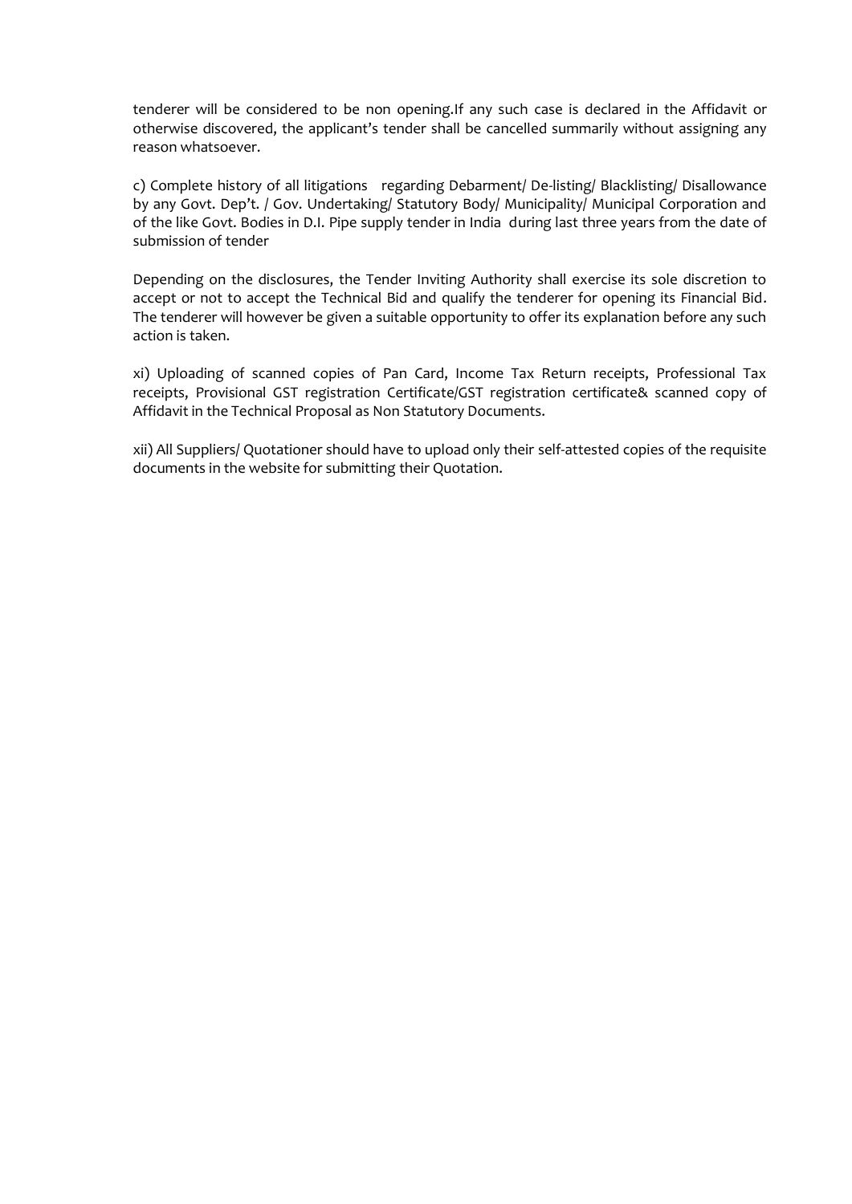tenderer will be considered to be non opening.If any such case is declared in the Affidavit or otherwise discovered, the applicant's tender shall be cancelled summarily without assigning any reason whatsoever.

c) Complete history of all litigations regarding Debarment/ De-listing/ Blacklisting/ Disallowance by any Govt. Dep't. / Gov. Undertaking/ Statutory Body/ Municipality/ Municipal Corporation and of the like Govt. Bodies in D.I. Pipe supply tender in India during last three years from the date of submission of tender

Depending on the disclosures, the Tender Inviting Authority shall exercise its sole discretion to accept or not to accept the Technical Bid and qualify the tenderer for opening its Financial Bid. The tenderer will however be given a suitable opportunity to offer its explanation before any such action is taken.

xi) Uploading of scanned copies of Pan Card, Income Tax Return receipts, Professional Tax receipts, Provisional GST registration Certificate/GST registration certificate& scanned copy of Affidavit in the Technical Proposal as Non Statutory Documents.

xii) All Suppliers/ Quotationer should have to upload only their self-attested copies of the requisite documents in the website for submitting their Quotation.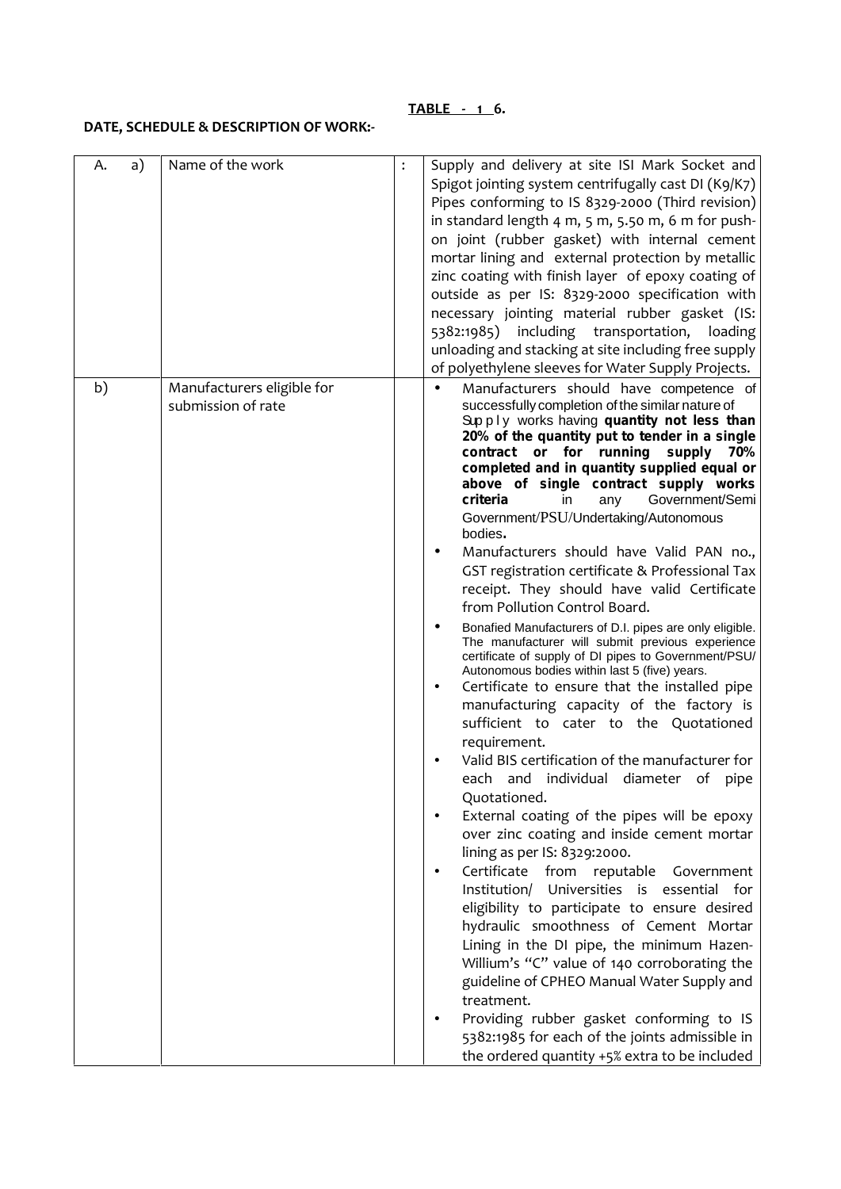**TABLE - 1 6.**

**DATE, SCHEDULE & DESCRIPTION OF WORK:-**

| A. a) | Name of the work | : | Supply and delivery at site ISI Mark Socket and Spigot jointing system centrifugally cast DI (K9/K7) Pipes conforming to IS 8329-2000 (Third revision) in standard length 4 m, 5 m, 5.50 m, 6 m for push-on joint (rubber gasket) with internal cement mortar lining and external protection by metallic zinc coating with finish layer of epoxy coating of outside as per IS: 8329-2000 specification with necessary jointing material rubber gasket (IS: 5382:1985) including transportation, loading unloading and stacking at site including free supply of polyethylene sleeves for Water Supply Projects. |
|---|---|---|---|
| b) | Manufacturers eligible for submission of rate | | • Manufacturers should have competence of successfully completion of the similar nature of Supply works having **quantity not less than 20% of the quantity put to tender in a single contract or for running supply 70% completed and in quantity supplied equal or above of single contract supply works criteria** in any Government/Semi Government/PSU/Undertaking/Autonomous bodies.<br>• Manufacturers should have Valid PAN no., GST registration certificate & Professional Tax receipt. They should have valid Certificate from Pollution Control Board.<br>• Bonafied Manufacturers of D.I. pipes are only eligible. The manufacturer will submit previous experience certificate of supply of DI pipes to Government/PSU/ Autonomous bodies within last 5 (five) years.<br>• Certificate to ensure that the installed pipe manufacturing capacity of the factory is sufficient to cater to the Quotationed requirement.<br>• Valid BIS certification of the manufacturer for each and individual diameter of pipe Quotationed.<br>• External coating of the pipes will be epoxy over zinc coating and inside cement mortar lining as per IS: 8329:2000.<br>• Certificate from reputable Government Institution/ Universities is essential for eligibility to participate to ensure desired hydraulic smoothness of Cement Mortar Lining in the DI pipe, the minimum Hazen-Willium's "C" value of 140 corroborating the guideline of CPHEO Manual Water Supply and treatment.<br>• Providing rubber gasket conforming to IS 5382:1985 for each of the joints admissible in the ordered quantity +5% extra to be included |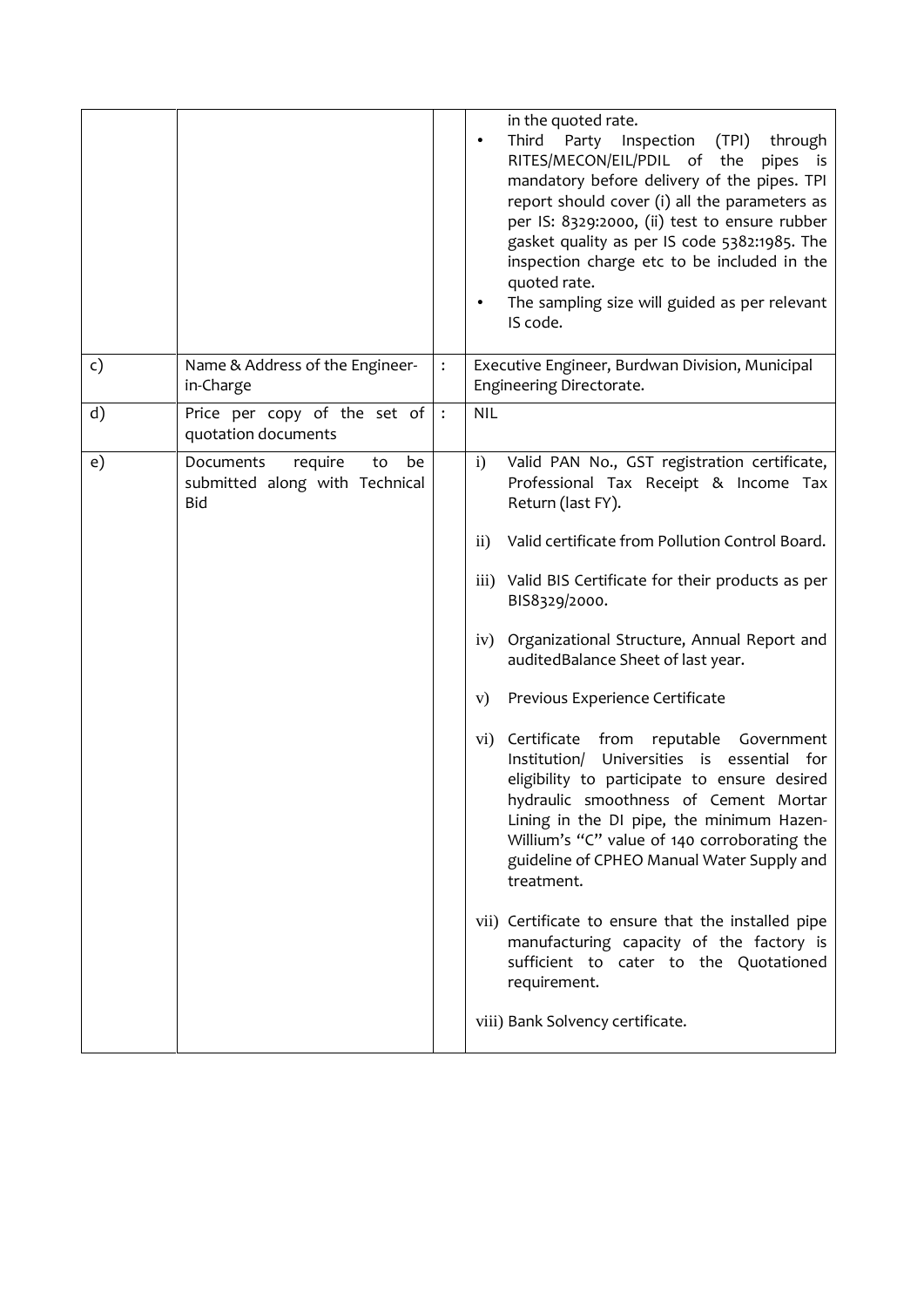|  |  |  | in the quoted rate.<br>• Third Party Inspection (TPI) through RITES/MECON/EIL/PDIL of the pipes is mandatory before delivery of the pipes. TPI report should cover (i) all the parameters as per IS: 8329:2000, (ii) test to ensure rubber gasket quality as per IS code 5382:1985. The inspection charge etc to be included in the quoted rate.<br>• The sampling size will guided as per relevant IS code. |
|---|---|---|---|
| c) | Name & Address of the Engineer-in-Charge | : | Executive Engineer, Burdwan Division, Municipal Engineering Directorate. |
| d) | Price per copy of the set of quotation documents | : | NIL |
| e) | Documents require to be submitted along with Technical Bid |  | i) Valid PAN No., GST registration certificate, Professional Tax Receipt & Income Tax Return (last FY).<br><br>ii) Valid certificate from Pollution Control Board.<br><br>iii) Valid BIS Certificate for their products as per BIS8329/2000.<br><br>iv) Organizational Structure, Annual Report and auditedBalance Sheet of last year.<br><br>v) Previous Experience Certificate<br><br>vi) Certificate from reputable Government Institution/ Universities is essential for eligibility to participate to ensure desired hydraulic smoothness of Cement Mortar Lining in the DI pipe, the minimum Hazen-Willium's "C" value of 140 corroborating the guideline of CPHEO Manual Water Supply and treatment.<br><br>vii) Certificate to ensure that the installed pipe manufacturing capacity of the factory is sufficient to cater to the Quotationed requirement.<br><br>viii) Bank Solvency certificate. |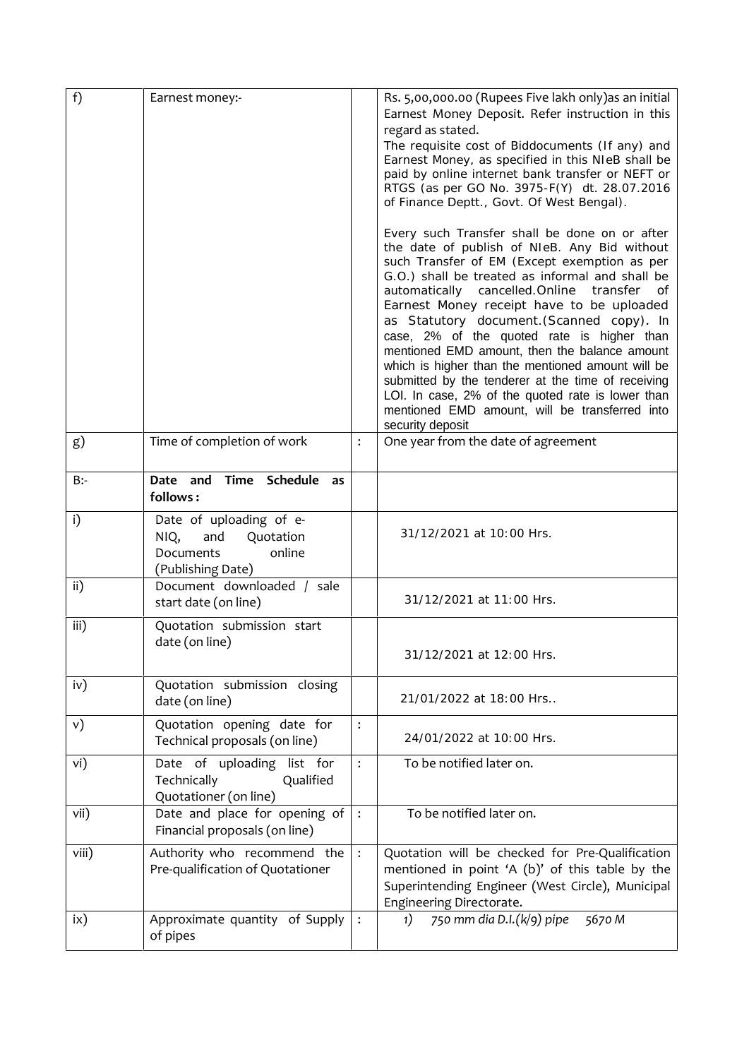| f) | Earnest money:- | | Rs. 5,00,000.00 (Rupees Five lakh only)as an initial Earnest Money Deposit. Refer instruction in this regard as stated.<br>The requisite cost of Biddocuments (If any) and Earnest Money, as specified in this NIeB shall be paid by online internet bank transfer or NEFT or RTGS (as per GO No. 3975-F(Y) dt. 28.07.2016 of Finance Deptt., Govt. Of West Bengal).<br><br>Every such Transfer shall be done on or after the date of publish of NIeB. Any Bid without such Transfer of EM (Except exemption as per G.O.) shall be treated as informal and shall be automatically cancelled.Online transfer of Earnest Money receipt have to be uploaded as Statutory document.(Scanned copy). In case, 2% of the quoted rate is higher than mentioned EMD amount, then the balance amount which is higher than the mentioned amount will be submitted by the tenderer at the time of receiving LOI. In case, 2% of the quoted rate is lower than mentioned EMD amount, will be transferred into security deposit |
|---|---|---|---|
| g) | Time of completion of work | : | One year from the date of agreement |
| B:- | **Date and Time Schedule as follows :** | | |
| i) | Date of uploading of e-NIQ, and Quotation Documents online (Publishing Date) | | 31/12/2021 at 10:00 Hrs. |
| ii) | Document downloaded / sale start date (on line) | | 31/12/2021 at 11:00 Hrs. |
| iii) | Quotation submission start date (on line) | | 31/12/2021 at 12:00 Hrs. |
| iv) | Quotation submission closing date (on line) | | 21/01/2022 at 18:00 Hrs.. |
| v) | Quotation opening date for Technical proposals (on line) | : | 24/01/2022 at 10:00 Hrs. |
| vi) | Date of uploading list for Technically Qualified Quotationer (on line) | : | To be notified later on. |
| vii) | Date and place for opening of Financial proposals (on line) | : | To be notified later on. |
| viii) | Authority who recommend the Pre-qualification of Quotationer | : | Quotation will be checked for Pre-Qualification mentioned in point 'A (b)' of this table by the Superintending Engineer (West Circle), Municipal Engineering Directorate. |
| ix) | Approximate quantity of Supply of pipes | : | *1) 750 mm dia D.I.(k/9) pipe 5670 M* |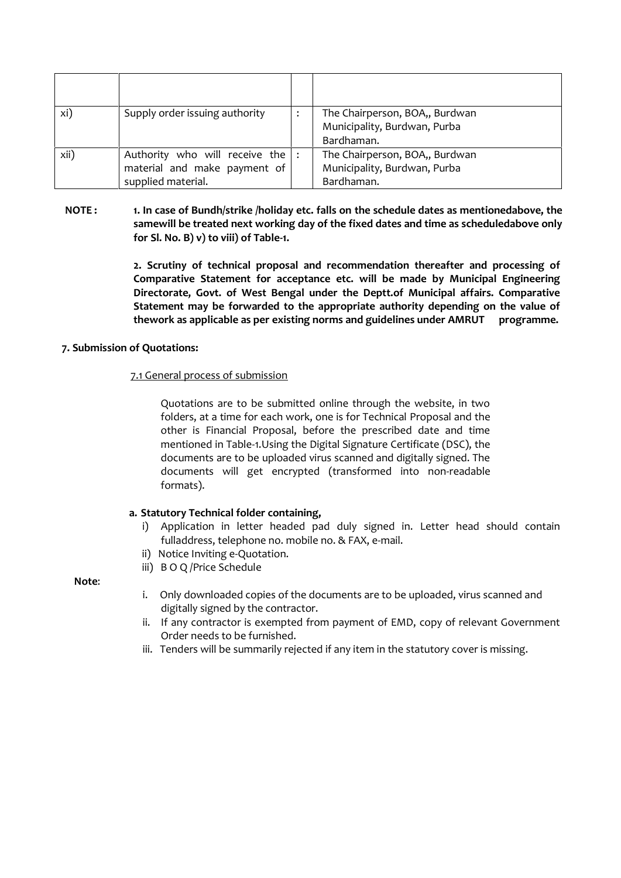| | | | |
|---|---|---|---|
| | | | |
| xi) | Supply order issuing authority | : | The Chairperson, BOA,, Burdwan Municipality, Burdwan, Purba Bardhaman. |
| xii) | Authority who will receive the material and make payment of supplied material. | : | The Chairperson, BOA,, Burdwan Municipality, Burdwan, Purba Bardhaman. |

**NOTE :** **1. In case of Bundh/strike /holiday etc. falls on the schedule dates as mentionedabove, the samewill be treated next working day of the fixed dates and time as scheduledabove only for Sl. No. B) v) to viii) of Table-1.**

**2. Scrutiny of technical proposal and recommendation thereafter and processing of Comparative Statement for acceptance etc. will be made by Municipal Engineering Directorate, Govt. of West Bengal under the Deptt.of Municipal affairs. Comparative Statement may be forwarded to the appropriate authority depending on the value of thework as applicable as per existing norms and guidelines under AMRUT programme.**

**7. Submission of Quotations:**

7.1 General process of submission

Quotations are to be submitted online through the website, in two folders, at a time for each work, one is for Technical Proposal and the other is Financial Proposal, before the prescribed date and time mentioned in Table-1.Using the Digital Signature Certificate (DSC), the documents are to be uploaded virus scanned and digitally signed. The documents will get encrypted (transformed into non-readable formats).

**a. Statutory Technical folder containing,**

i) Application in letter headed pad duly signed in. Letter head should contain fulladdress, telephone no. mobile no. & FAX, e-mail.
ii) Notice Inviting e-Quotation.
iii) B O Q /Price Schedule

**Note**:

i. Only downloaded copies of the documents are to be uploaded, virus scanned and digitally signed by the contractor.
ii. If any contractor is exempted from payment of EMD, copy of relevant Government Order needs to be furnished.
iii. Tenders will be summarily rejected if any item in the statutory cover is missing.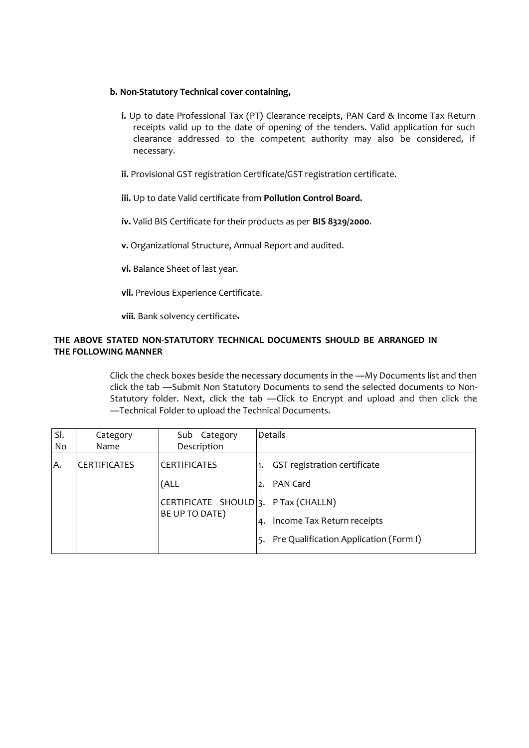**b. Non-Statutory Technical cover containing,**

- **i.** Up to date Professional Tax (PT) Clearance receipts, PAN Card & Income Tax Return receipts valid up to the date of opening of the tenders. Valid application for such clearance addressed to the competent authority may also be considered, if necessary.
- **ii.** Provisional GST registration Certificate/GST registration certificate.
- **iii.** Up to date Valid certificate from **Pollution Control Board.**
- **iv.** Valid BIS Certificate for their products as per **BIS 8329/2000**.
- **v.** Organizational Structure, Annual Report and audited.
- **vi.** Balance Sheet of last year.
- **vii.** Previous Experience Certificate.
- **viii.** Bank solvency certificate.

**THE ABOVE STATED NON-STATUTORY TECHNICAL DOCUMENTS SHOULD BE ARRANGED IN THE FOLLOWING MANNER**

Click the check boxes beside the necessary documents in the —My Documents list and then click the tab —Submit Non Statutory Documents to send the selected documents to Non-Statutory folder. Next, click the tab —Click to Encrypt and upload and then click the —Technical Folder to upload the Technical Documents.

| Sl. No | Category Name | Sub Category Description | Details |
|---|---|---|---|
| A. | CERTIFICATES | CERTIFICATES (ALL CERTIFICATE SHOULD BE UP TO DATE) | 1. GST registration certificate<br>2. PAN Card<br>3. P Tax (CHALLN)<br>4. Income Tax Return receipts<br>5. Pre Qualification Application (Form I) |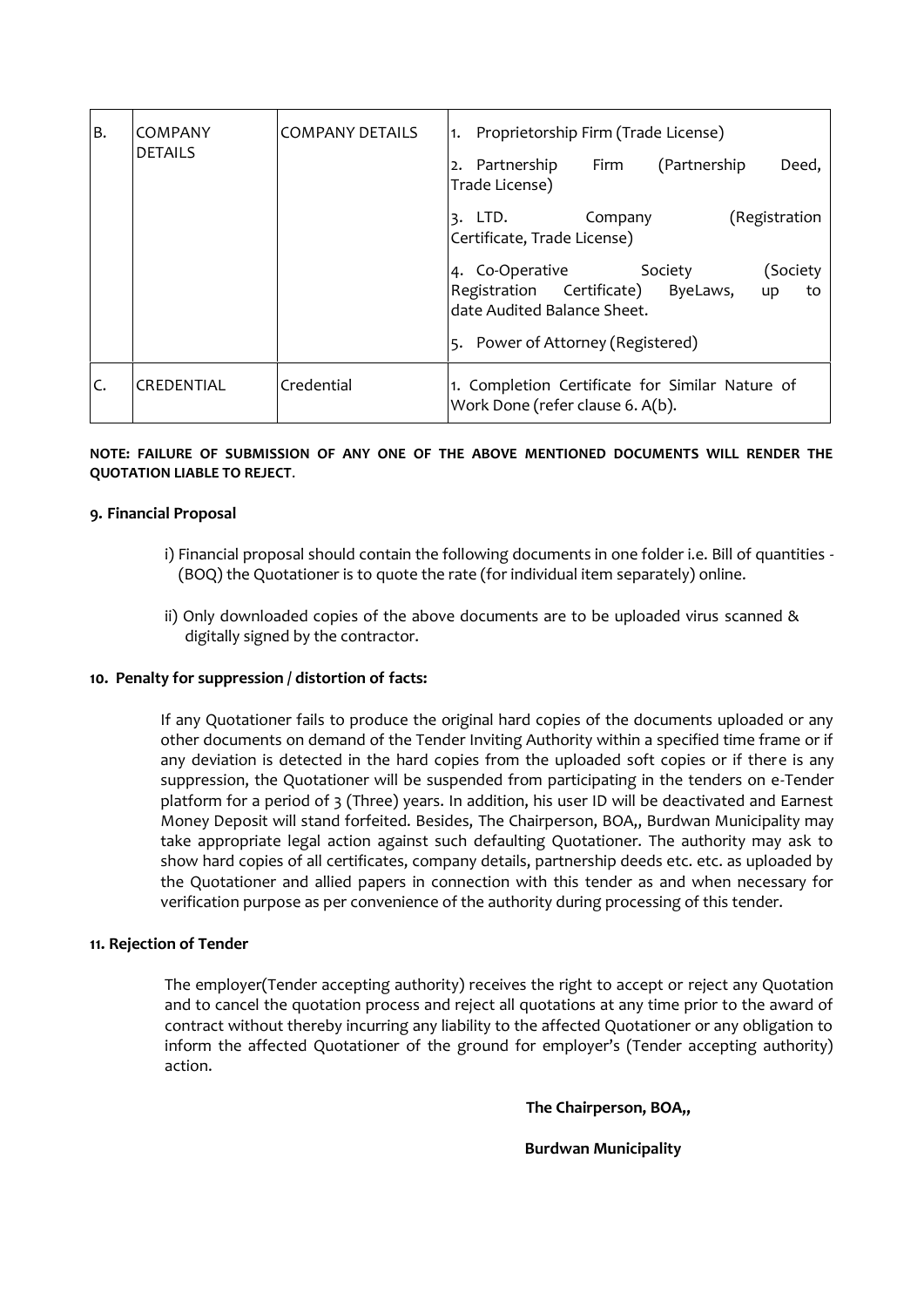| B. | COMPANY DETAILS | COMPANY DETAILS | 1. Proprietorship Firm (Trade License)<br>2. Partnership Firm (Partnership Deed, Trade License)<br>3. LTD. Company (Registration Certificate, Trade License)<br>4. Co-Operative Society (Society Registration Certificate) ByeLaws, up to date Audited Balance Sheet.<br>5. Power of Attorney (Registered) |
|---|---|---|---|
| C. | CREDENTIAL | Credential | 1. Completion Certificate for Similar Nature of Work Done (refer clause 6. A(b). |

**NOTE: FAILURE OF SUBMISSION OF ANY ONE OF THE ABOVE MENTIONED DOCUMENTS WILL RENDER THE QUOTATION LIABLE TO REJECT**.

**9. Financial Proposal**

i) Financial proposal should contain the following documents in one folder i.e. Bill of quantities - (BOQ) the Quotationer is to quote the rate (for individual item separately) online.

ii) Only downloaded copies of the above documents are to be uploaded virus scanned & digitally signed by the contractor.

**10. Penalty for suppression / distortion of facts:**

If any Quotationer fails to produce the original hard copies of the documents uploaded or any other documents on demand of the Tender Inviting Authority within a specified time frame or if any deviation is detected in the hard copies from the uploaded soft copies or if there is any suppression, the Quotationer will be suspended from participating in the tenders on e-Tender platform for a period of 3 (Three) years. In addition, his user ID will be deactivated and Earnest Money Deposit will stand forfeited. Besides, The Chairperson, BOA,, Burdwan Municipality may take appropriate legal action against such defaulting Quotationer. The authority may ask to show hard copies of all certificates, company details, partnership deeds etc. etc. as uploaded by the Quotationer and allied papers in connection with this tender as and when necessary for verification purpose as per convenience of the authority during processing of this tender.

**11. Rejection of Tender**

The employer(Tender accepting authority) receives the right to accept or reject any Quotation and to cancel the quotation process and reject all quotations at any time prior to the award of contract without thereby incurring any liability to the affected Quotationer or any obligation to inform the affected Quotationer of the ground for employer's (Tender accepting authority) action.

**The Chairperson, BOA,,**

**Burdwan Municipality**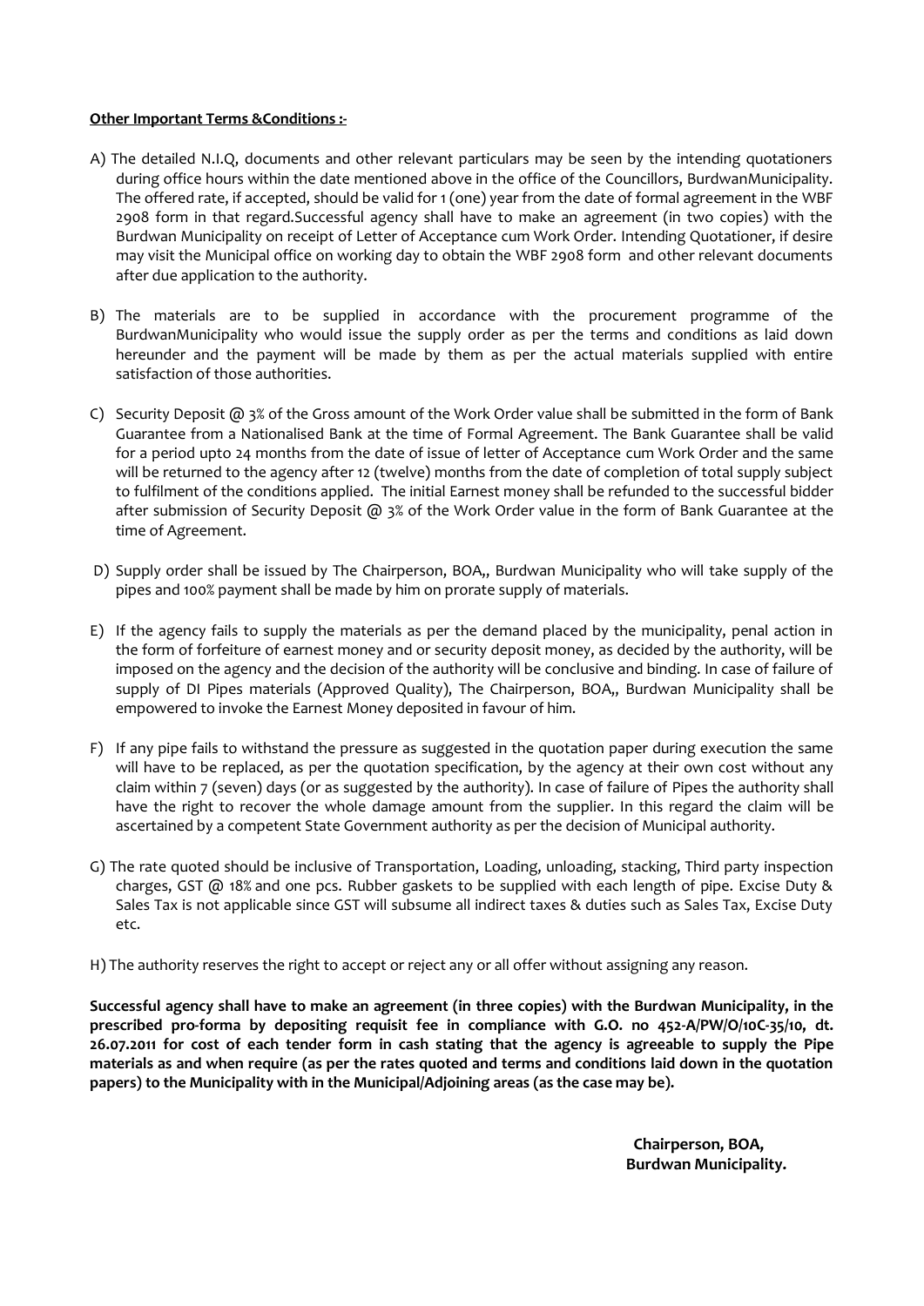**Other Important Terms &Conditions :-**

A) The detailed N.I.Q, documents and other relevant particulars may be seen by the intending quotationers during office hours within the date mentioned above in the office of the Councillors, BurdwanMunicipality. The offered rate, if accepted, should be valid for 1 (one) year from the date of formal agreement in the WBF 2908 form in that regard.Successful agency shall have to make an agreement (in two copies) with the Burdwan Municipality on receipt of Letter of Acceptance cum Work Order. Intending Quotationer, if desire may visit the Municipal office on working day to obtain the WBF 2908 form and other relevant documents after due application to the authority.

B) The materials are to be supplied in accordance with the procurement programme of the BurdwanMunicipality who would issue the supply order as per the terms and conditions as laid down hereunder and the payment will be made by them as per the actual materials supplied with entire satisfaction of those authorities.

C) Security Deposit @ 3% of the Gross amount of the Work Order value shall be submitted in the form of Bank Guarantee from a Nationalised Bank at the time of Formal Agreement. The Bank Guarantee shall be valid for a period upto 24 months from the date of issue of letter of Acceptance cum Work Order and the same will be returned to the agency after 12 (twelve) months from the date of completion of total supply subject to fulfilment of the conditions applied. The initial Earnest money shall be refunded to the successful bidder after submission of Security Deposit @ 3% of the Work Order value in the form of Bank Guarantee at the time of Agreement.

D) Supply order shall be issued by The Chairperson, BOA,, Burdwan Municipality who will take supply of the pipes and 100% payment shall be made by him on prorate supply of materials.

E) If the agency fails to supply the materials as per the demand placed by the municipality, penal action in the form of forfeiture of earnest money and or security deposit money, as decided by the authority, will be imposed on the agency and the decision of the authority will be conclusive and binding. In case of failure of supply of DI Pipes materials (Approved Quality), The Chairperson, BOA,, Burdwan Municipality shall be empowered to invoke the Earnest Money deposited in favour of him.

F) If any pipe fails to withstand the pressure as suggested in the quotation paper during execution the same will have to be replaced, as per the quotation specification, by the agency at their own cost without any claim within 7 (seven) days (or as suggested by the authority). In case of failure of Pipes the authority shall have the right to recover the whole damage amount from the supplier. In this regard the claim will be ascertained by a competent State Government authority as per the decision of Municipal authority.

G) The rate quoted should be inclusive of Transportation, Loading, unloading, stacking, Third party inspection charges, GST @ 18% and one pcs. Rubber gaskets to be supplied with each length of pipe. Excise Duty & Sales Tax is not applicable since GST will subsume all indirect taxes & duties such as Sales Tax, Excise Duty etc.

H) The authority reserves the right to accept or reject any or all offer without assigning any reason.

**Successful agency shall have to make an agreement (in three copies) with the Burdwan Municipality, in the prescribed pro-forma by depositing requisit fee in compliance with G.O. no 452-A/PW/O/10C-35/10, dt. 26.07.2011 for cost of each tender form in cash stating that the agency is agreeable to supply the Pipe materials as and when require (as per the rates quoted and terms and conditions laid down in the quotation papers) to the Municipality with in the Municipal/Adjoining areas (as the case may be).**

**Chairperson, BOA,**
**Burdwan Municipality.**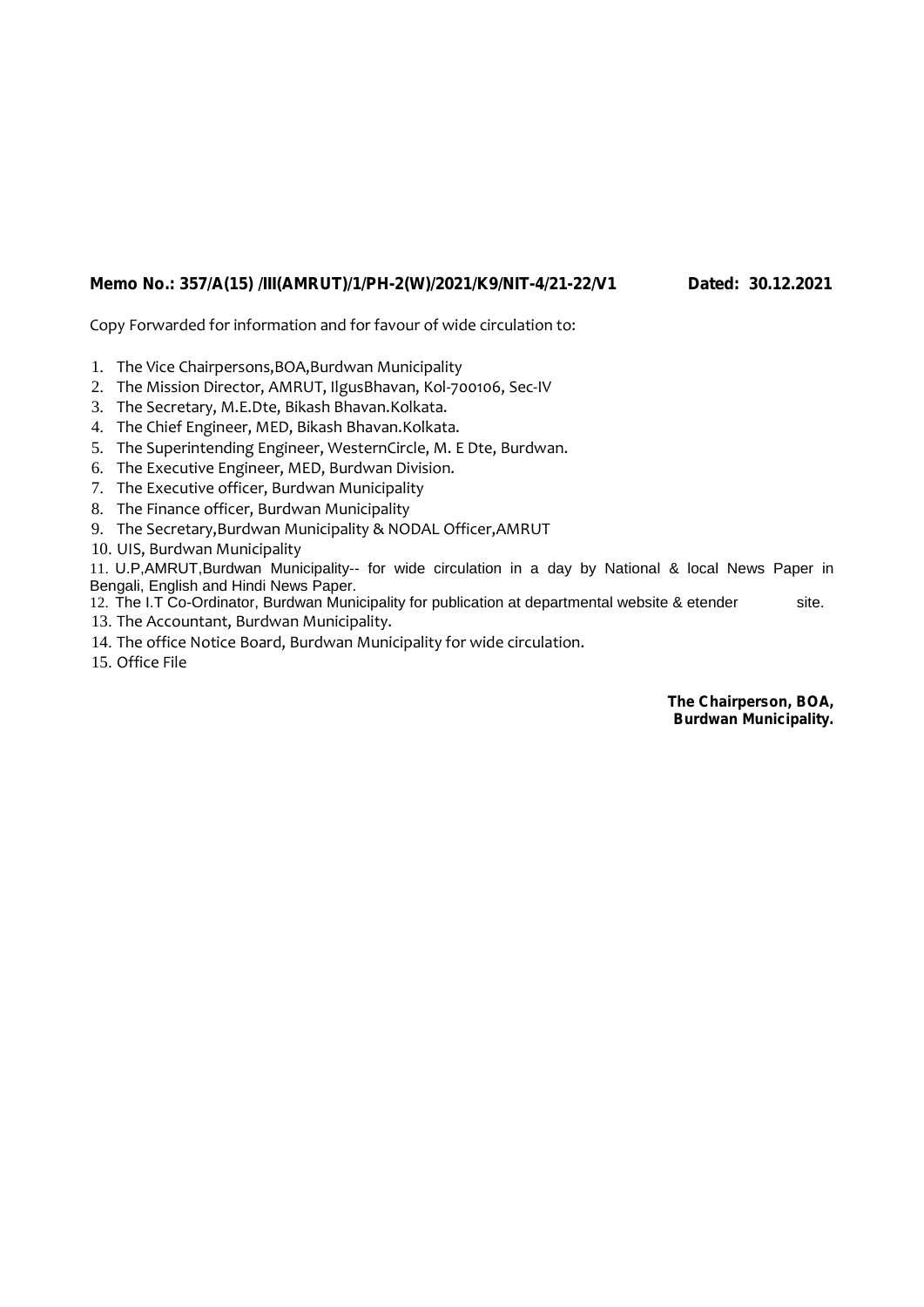**Memo No.: 357/A(15) /III(AMRUT)/1/PH-2(W)/2021/K9/NIT-4/21-22/V1 Dated: 30.12.2021**

Copy Forwarded for information and for favour of wide circulation to:

1. The Vice Chairpersons,BOA,Burdwan Municipality
2. The Mission Director, AMRUT, IlgusBhavan, Kol-700106, Sec-IV
3. The Secretary, M.E.Dte, Bikash Bhavan.Kolkata.
4. The Chief Engineer, MED, Bikash Bhavan.Kolkata.
5. The Superintending Engineer, WesternCircle, M. E Dte, Burdwan.
6. The Executive Engineer, MED, Burdwan Division.
7. The Executive officer, Burdwan Municipality
8. The Finance officer, Burdwan Municipality
9. The Secretary,Burdwan Municipality & NODAL Officer,AMRUT
10. UIS, Burdwan Municipality
11. U.P,AMRUT,Burdwan Municipality-- for wide circulation in a day by National & local News Paper in Bengali, English and Hindi News Paper.
12. The I.T Co-Ordinator, Burdwan Municipality for publication at departmental website & etender site.
13. The Accountant, Burdwan Municipality.
14. The office Notice Board, Burdwan Municipality for wide circulation.
15. Office File

**The Chairperson, BOA,**
**Burdwan Municipality.**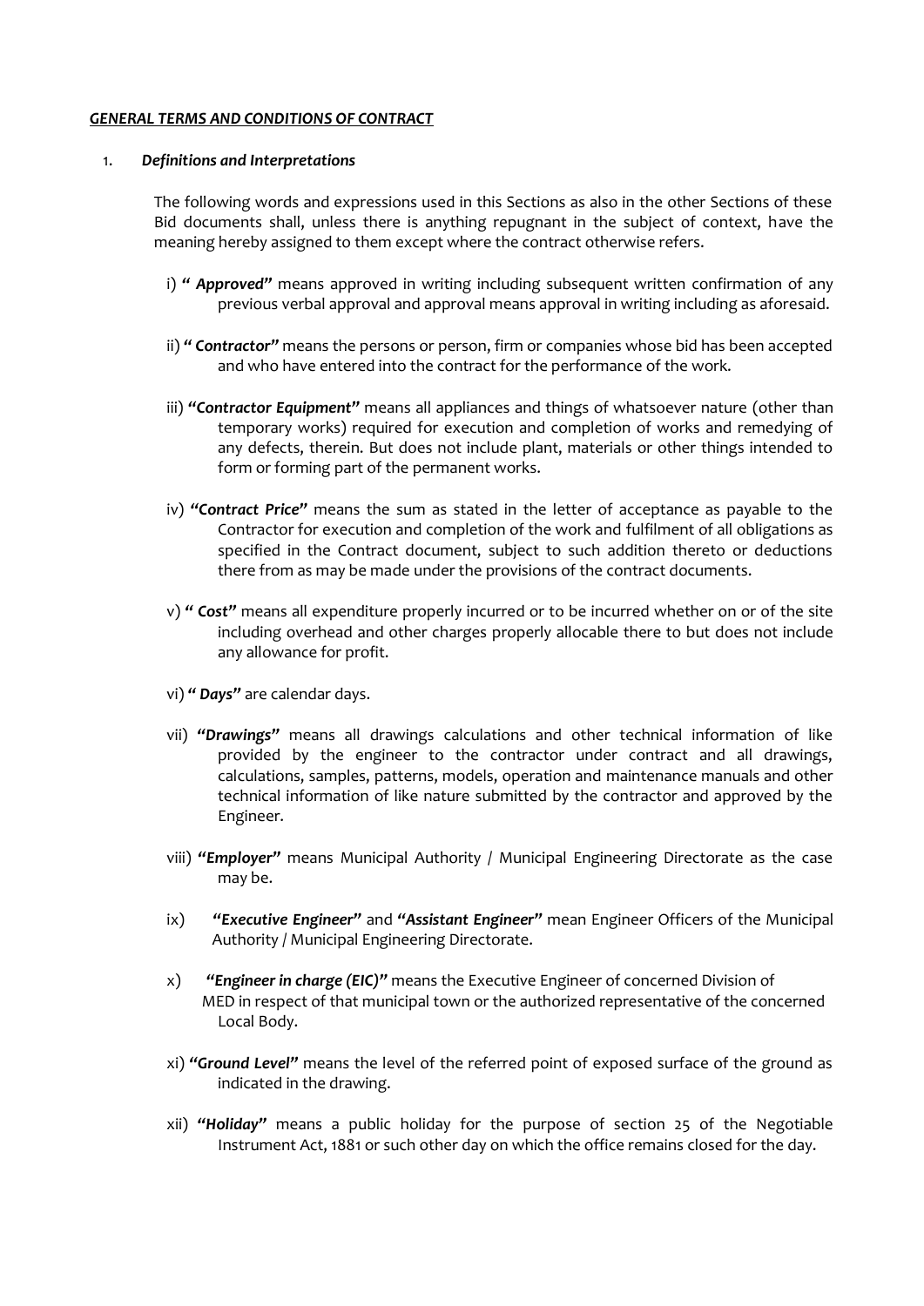***GENERAL TERMS AND CONDITIONS OF CONTRACT***

1. ***Definitions and Interpretations***

The following words and expressions used in this Sections as also in the other Sections of these Bid documents shall, unless there is anything repugnant in the subject of context, have the meaning hereby assigned to them except where the contract otherwise refers.

i) ***" Approved"*** means approved in writing including subsequent written confirmation of any previous verbal approval and approval means approval in writing including as aforesaid.

ii) ***" Contractor"*** means the persons or person, firm or companies whose bid has been accepted and who have entered into the contract for the performance of the work.

iii) ***"Contractor Equipment"*** means all appliances and things of whatsoever nature (other than temporary works) required for execution and completion of works and remedying of any defects, therein. But does not include plant, materials or other things intended to form or forming part of the permanent works.

iv) ***"Contract Price"*** means the sum as stated in the letter of acceptance as payable to the Contractor for execution and completion of the work and fulfilment of all obligations as specified in the Contract document, subject to such addition thereto or deductions there from as may be made under the provisions of the contract documents.

v) ***" Cost"*** means all expenditure properly incurred or to be incurred whether on or of the site including overhead and other charges properly allocable there to but does not include any allowance for profit.

vi) ***" Days"*** are calendar days.

vii) ***"Drawings"*** means all drawings calculations and other technical information of like provided by the engineer to the contractor under contract and all drawings, calculations, samples, patterns, models, operation and maintenance manuals and other technical information of like nature submitted by the contractor and approved by the Engineer.

viii) ***"Employer"*** means Municipal Authority / Municipal Engineering Directorate as the case may be.

ix) ***"Executive Engineer"*** and ***"Assistant Engineer"*** mean Engineer Officers of the Municipal Authority / Municipal Engineering Directorate.

x) ***"Engineer in charge (EIC)"*** means the Executive Engineer of concerned Division of MED in respect of that municipal town or the authorized representative of the concerned Local Body.

xi) ***"Ground Level"*** means the level of the referred point of exposed surface of the ground as indicated in the drawing.

xii) ***"Holiday"*** means a public holiday for the purpose of section 25 of the Negotiable Instrument Act, 1881 or such other day on which the office remains closed for the day.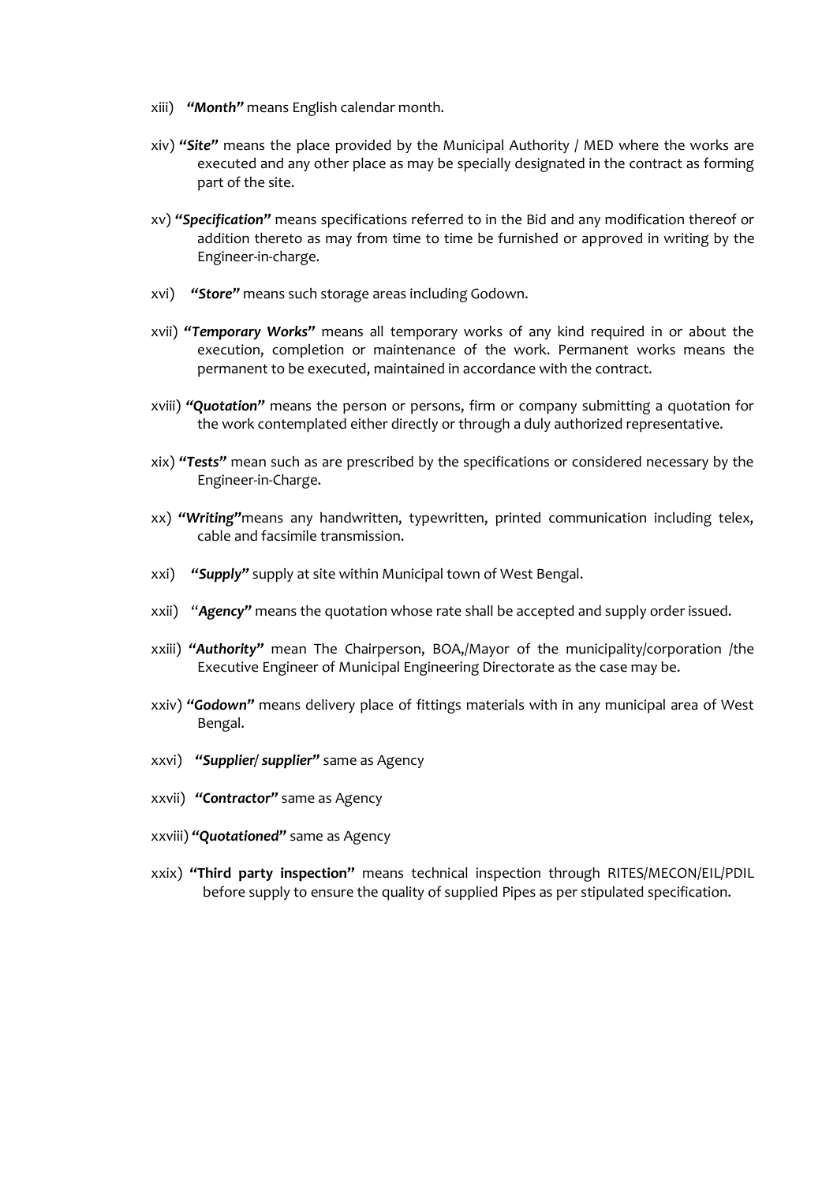xiii) ***"Month"*** means English calendar month.

xiv) ***"Site"*** means the place provided by the Municipal Authority / MED where the works are executed and any other place as may be specially designated in the contract as forming part of the site.

xv) ***"Specification"*** means specifications referred to in the Bid and any modification thereof or addition thereto as may from time to time be furnished or approved in writing by the Engineer-in-charge.

xvi) ***"Store"*** means such storage areas including Godown.

xvii) ***"Temporary Works"*** means all temporary works of any kind required in or about the execution, completion or maintenance of the work. Permanent works means the permanent to be executed, maintained in accordance with the contract.

xviii) ***"Quotation"*** means the person or persons, firm or company submitting a quotation for the work contemplated either directly or through a duly authorized representative.

xix) ***"Tests"*** mean such as are prescribed by the specifications or considered necessary by the Engineer-in-Charge.

xx) ***"Writing"***means any handwritten, typewritten, printed communication including telex, cable and facsimile transmission.

xxi) ***"Supply"*** supply at site within Municipal town of West Bengal.

xxii) "***Agency"*** means the quotation whose rate shall be accepted and supply order issued.

xxiii) ***"Authority"*** mean The Chairperson, BOA,/Mayor of the municipality/corporation /the Executive Engineer of Municipal Engineering Directorate as the case may be.

xxiv) ***"Godown"*** means delivery place of fittings materials with in any municipal area of West Bengal.

xxvi) ***"Supplier/ supplier"*** same as Agency

xxvii) ***"Contractor"*** same as Agency

xxviii) ***"Quotationed"*** same as Agency

xxix) **"Third party inspection"** means technical inspection through RITES/MECON/EIL/PDIL before supply to ensure the quality of supplied Pipes as per stipulated specification.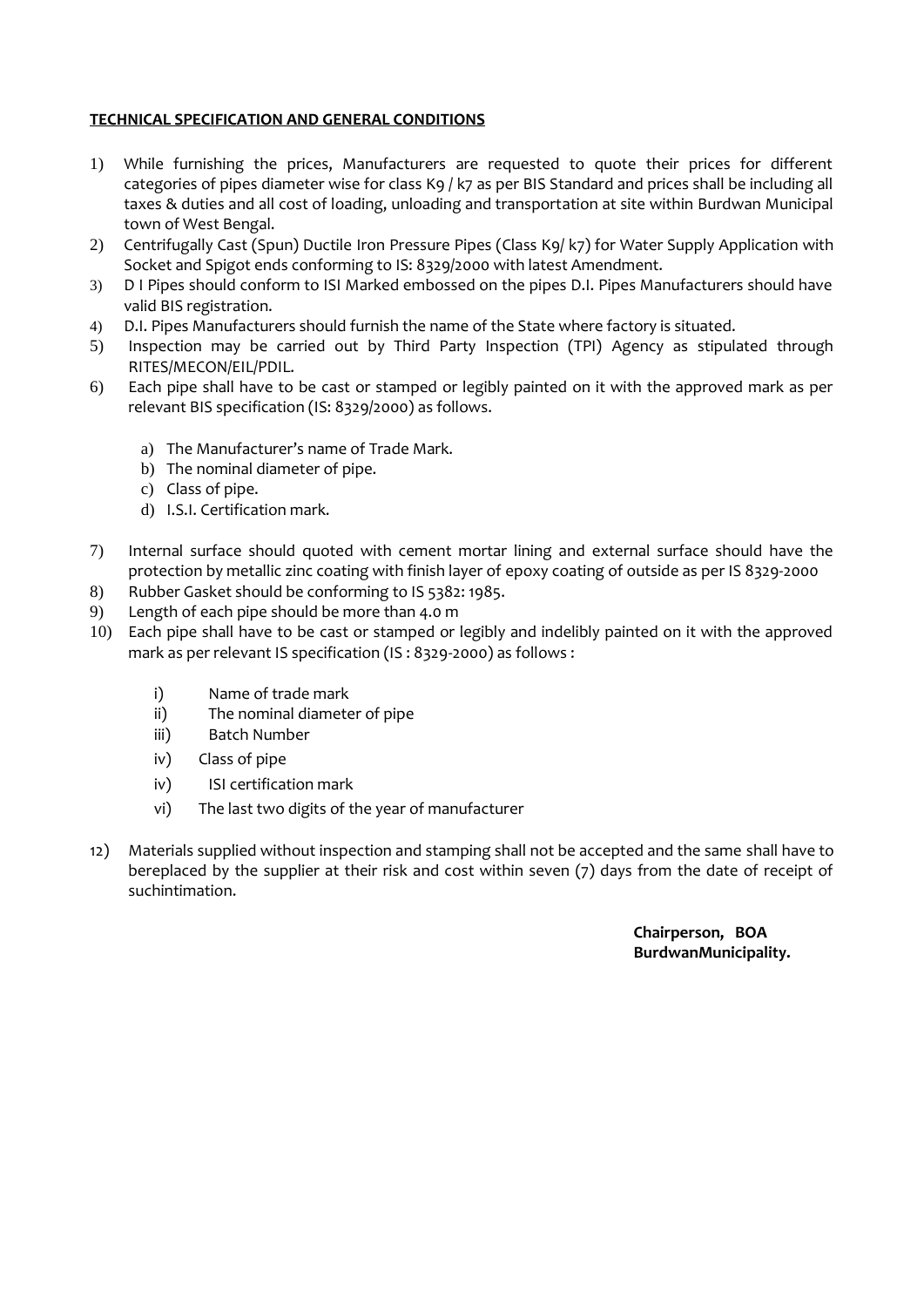**TECHNICAL SPECIFICATION AND GENERAL CONDITIONS**

1) While furnishing the prices, Manufacturers are requested to quote their prices for different categories of pipes diameter wise for class K9 / k7 as per BIS Standard and prices shall be including all taxes & duties and all cost of loading, unloading and transportation at site within Burdwan Municipal town of West Bengal.
2) Centrifugally Cast (Spun) Ductile Iron Pressure Pipes (Class K9/ k7) for Water Supply Application with Socket and Spigot ends conforming to IS: 8329/2000 with latest Amendment.
3) D I Pipes should conform to ISI Marked embossed on the pipes D.I. Pipes Manufacturers should have valid BIS registration.
4) D.I. Pipes Manufacturers should furnish the name of the State where factory is situated.
5) Inspection may be carried out by Third Party Inspection (TPI) Agency as stipulated through RITES/MECON/EIL/PDIL.
6) Each pipe shall have to be cast or stamped or legibly painted on it with the approved mark as per relevant BIS specification (IS: 8329/2000) as follows.

    a) The Manufacturer's name of Trade Mark.
    b) The nominal diameter of pipe.
    c) Class of pipe.
    d) I.S.I. Certification mark.

7) Internal surface should quoted with cement mortar lining and external surface should have the protection by metallic zinc coating with finish layer of epoxy coating of outside as per IS 8329-2000
8) Rubber Gasket should be conforming to IS 5382: 1985.
9) Length of each pipe should be more than 4.0 m
10) Each pipe shall have to be cast or stamped or legibly and indelibly painted on it with the approved mark as per relevant IS specification (IS : 8329-2000) as follows :

    i) Name of trade mark
    ii) The nominal diameter of pipe
    iii) Batch Number
    iv) Class of pipe
    iv) ISI certification mark
    vi) The last two digits of the year of manufacturer

12) Materials supplied without inspection and stamping shall not be accepted and the same shall have to bereplaced by the supplier at their risk and cost within seven (7) days from the date of receipt of suchintimation.

**Chairperson, BOA**
**BurdwanMunicipality.**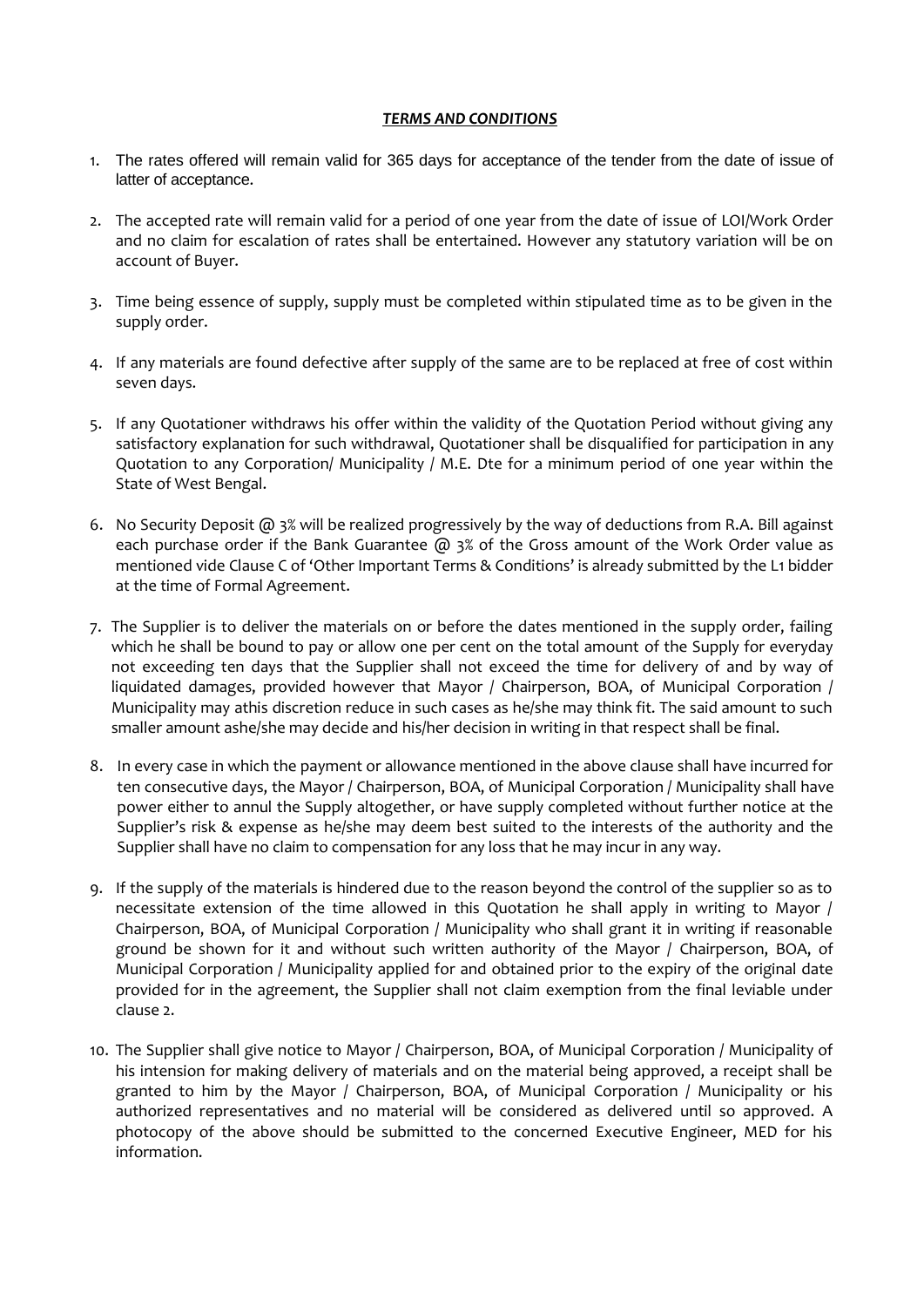## ***TERMS AND CONDITIONS***

1. The rates offered will remain valid for 365 days for acceptance of the tender from the date of issue of latter of acceptance.

2. The accepted rate will remain valid for a period of one year from the date of issue of LOI/Work Order and no claim for escalation of rates shall be entertained. However any statutory variation will be on account of Buyer.

3. Time being essence of supply, supply must be completed within stipulated time as to be given in the supply order.

4. If any materials are found defective after supply of the same are to be replaced at free of cost within seven days.

5. If any Quotationer withdraws his offer within the validity of the Quotation Period without giving any satisfactory explanation for such withdrawal, Quotationer shall be disqualified for participation in any Quotation to any Corporation/ Municipality / M.E. Dte for a minimum period of one year within the State of West Bengal.

6. No Security Deposit @ 3% will be realized progressively by the way of deductions from R.A. Bill against each purchase order if the Bank Guarantee @ 3% of the Gross amount of the Work Order value as mentioned vide Clause C of 'Other Important Terms & Conditions' is already submitted by the L1 bidder at the time of Formal Agreement.

7. The Supplier is to deliver the materials on or before the dates mentioned in the supply order, failing which he shall be bound to pay or allow one per cent on the total amount of the Supply for everyday not exceeding ten days that the Supplier shall not exceed the time for delivery of and by way of liquidated damages, provided however that Mayor / Chairperson, BOA, of Municipal Corporation / Municipality may athis discretion reduce in such cases as he/she may think fit. The said amount to such smaller amount ashe/she may decide and his/her decision in writing in that respect shall be final.

8. In every case in which the payment or allowance mentioned in the above clause shall have incurred for ten consecutive days, the Mayor / Chairperson, BOA, of Municipal Corporation / Municipality shall have power either to annul the Supply altogether, or have supply completed without further notice at the Supplier's risk & expense as he/she may deem best suited to the interests of the authority and the Supplier shall have no claim to compensation for any loss that he may incur in any way.

9. If the supply of the materials is hindered due to the reason beyond the control of the supplier so as to necessitate extension of the time allowed in this Quotation he shall apply in writing to Mayor / Chairperson, BOA, of Municipal Corporation / Municipality who shall grant it in writing if reasonable ground be shown for it and without such written authority of the Mayor / Chairperson, BOA, of Municipal Corporation / Municipality applied for and obtained prior to the expiry of the original date provided for in the agreement, the Supplier shall not claim exemption from the final leviable under clause 2.

10. The Supplier shall give notice to Mayor / Chairperson, BOA, of Municipal Corporation / Municipality of his intension for making delivery of materials and on the material being approved, a receipt shall be granted to him by the Mayor / Chairperson, BOA, of Municipal Corporation / Municipality or his authorized representatives and no material will be considered as delivered until so approved. A photocopy of the above should be submitted to the concerned Executive Engineer, MED for his information.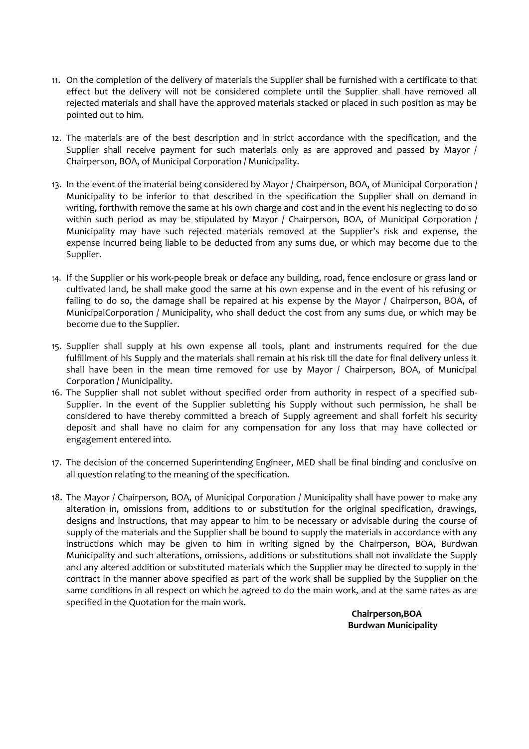11. On the completion of the delivery of materials the Supplier shall be furnished with a certificate to that effect but the delivery will not be considered complete until the Supplier shall have removed all rejected materials and shall have the approved materials stacked or placed in such position as may be pointed out to him.

12. The materials are of the best description and in strict accordance with the specification, and the Supplier shall receive payment for such materials only as are approved and passed by Mayor / Chairperson, BOA, of Municipal Corporation / Municipality.

13. In the event of the material being considered by Mayor / Chairperson, BOA, of Municipal Corporation / Municipality to be inferior to that described in the specification the Supplier shall on demand in writing, forthwith remove the same at his own charge and cost and in the event his neglecting to do so within such period as may be stipulated by Mayor / Chairperson, BOA, of Municipal Corporation / Municipality may have such rejected materials removed at the Supplier's risk and expense, the expense incurred being liable to be deducted from any sums due, or which may become due to the Supplier.

14. If the Supplier or his work-people break or deface any building, road, fence enclosure or grass land or cultivated land, be shall make good the same at his own expense and in the event of his refusing or failing to do so, the damage shall be repaired at his expense by the Mayor / Chairperson, BOA, of MunicipalCorporation / Municipality, who shall deduct the cost from any sums due, or which may be become due to the Supplier.

15. Supplier shall supply at his own expense all tools, plant and instruments required for the due fulfillment of his Supply and the materials shall remain at his risk till the date for final delivery unless it shall have been in the mean time removed for use by Mayor / Chairperson, BOA, of Municipal Corporation / Municipality.

16. The Supplier shall not sublet without specified order from authority in respect of a specified sub-Supplier. In the event of the Supplier subletting his Supply without such permission, he shall be considered to have thereby committed a breach of Supply agreement and shall forfeit his security deposit and shall have no claim for any compensation for any loss that may have collected or engagement entered into.

17. The decision of the concerned Superintending Engineer, MED shall be final binding and conclusive on all question relating to the meaning of the specification.

18. The Mayor / Chairperson, BOA, of Municipal Corporation / Municipality shall have power to make any alteration in, omissions from, additions to or substitution for the original specification, drawings, designs and instructions, that may appear to him to be necessary or advisable during the course of supply of the materials and the Supplier shall be bound to supply the materials in accordance with any instructions which may be given to him in writing signed by the Chairperson, BOA, Burdwan Municipality and such alterations, omissions, additions or substitutions shall not invalidate the Supply and any altered addition or substituted materials which the Supplier may be directed to supply in the contract in the manner above specified as part of the work shall be supplied by the Supplier on the same conditions in all respect on which he agreed to do the main work, and at the same rates as are specified in the Quotation for the main work.

**Chairperson,BOA**
**Burdwan Municipality**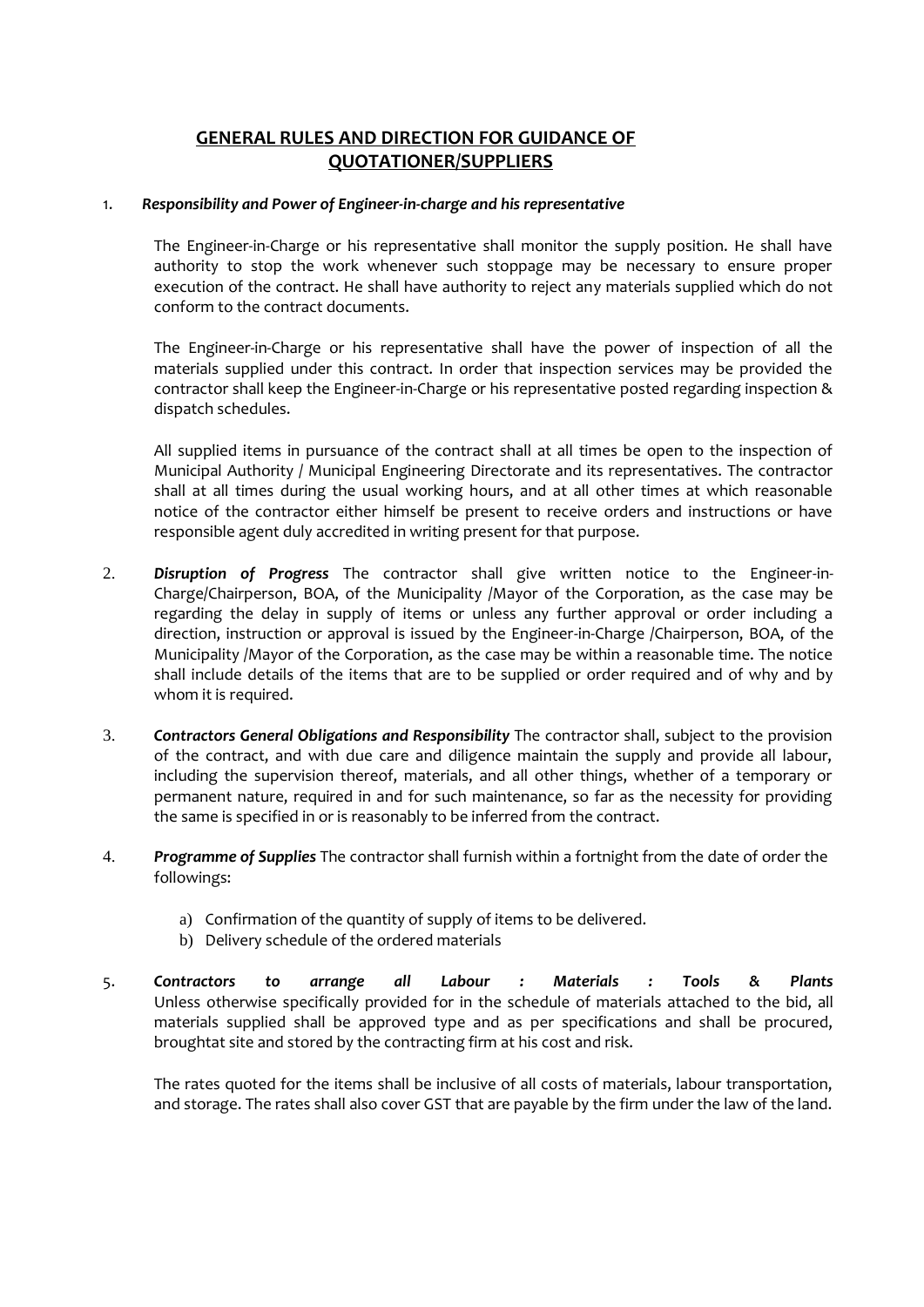## GENERAL RULES AND DIRECTION FOR GUIDANCE OF QUOTATIONER/SUPPLIERS

1. ***Responsibility and Power of Engineer-in-charge and his representative***

   The Engineer-in-Charge or his representative shall monitor the supply position. He shall have authority to stop the work whenever such stoppage may be necessary to ensure proper execution of the contract. He shall have authority to reject any materials supplied which do not conform to the contract documents.

   The Engineer-in-Charge or his representative shall have the power of inspection of all the materials supplied under this contract. In order that inspection services may be provided the contractor shall keep the Engineer-in-Charge or his representative posted regarding inspection & dispatch schedules.

   All supplied items in pursuance of the contract shall at all times be open to the inspection of Municipal Authority / Municipal Engineering Directorate and its representatives. The contractor shall at all times during the usual working hours, and at all other times at which reasonable notice of the contractor either himself be present to receive orders and instructions or have responsible agent duly accredited in writing present for that purpose.

2. ***Disruption of Progress*** The contractor shall give written notice to the Engineer-in-Charge/Chairperson, BOA, of the Municipality /Mayor of the Corporation, as the case may be regarding the delay in supply of items or unless any further approval or order including a direction, instruction or approval is issued by the Engineer-in-Charge /Chairperson, BOA, of the Municipality /Mayor of the Corporation, as the case may be within a reasonable time. The notice shall include details of the items that are to be supplied or order required and of why and by whom it is required.

3. ***Contractors General Obligations and Responsibility*** The contractor shall, subject to the provision of the contract, and with due care and diligence maintain the supply and provide all labour, including the supervision thereof, materials, and all other things, whether of a temporary or permanent nature, required in and for such maintenance, so far as the necessity for providing the same is specified in or is reasonably to be inferred from the contract.

4. ***Programme of Supplies*** The contractor shall furnish within a fortnight from the date of order the followings:

   a) Confirmation of the quantity of supply of items to be delivered.
   b) Delivery schedule of the ordered materials

5. ***Contractors to arrange all Labour : Materials : Tools & Plants*** Unless otherwise specifically provided for in the schedule of materials attached to the bid, all materials supplied shall be approved type and as per specifications and shall be procured, broughtat site and stored by the contracting firm at his cost and risk.

   The rates quoted for the items shall be inclusive of all costs of materials, labour transportation, and storage. The rates shall also cover GST that are payable by the firm under the law of the land.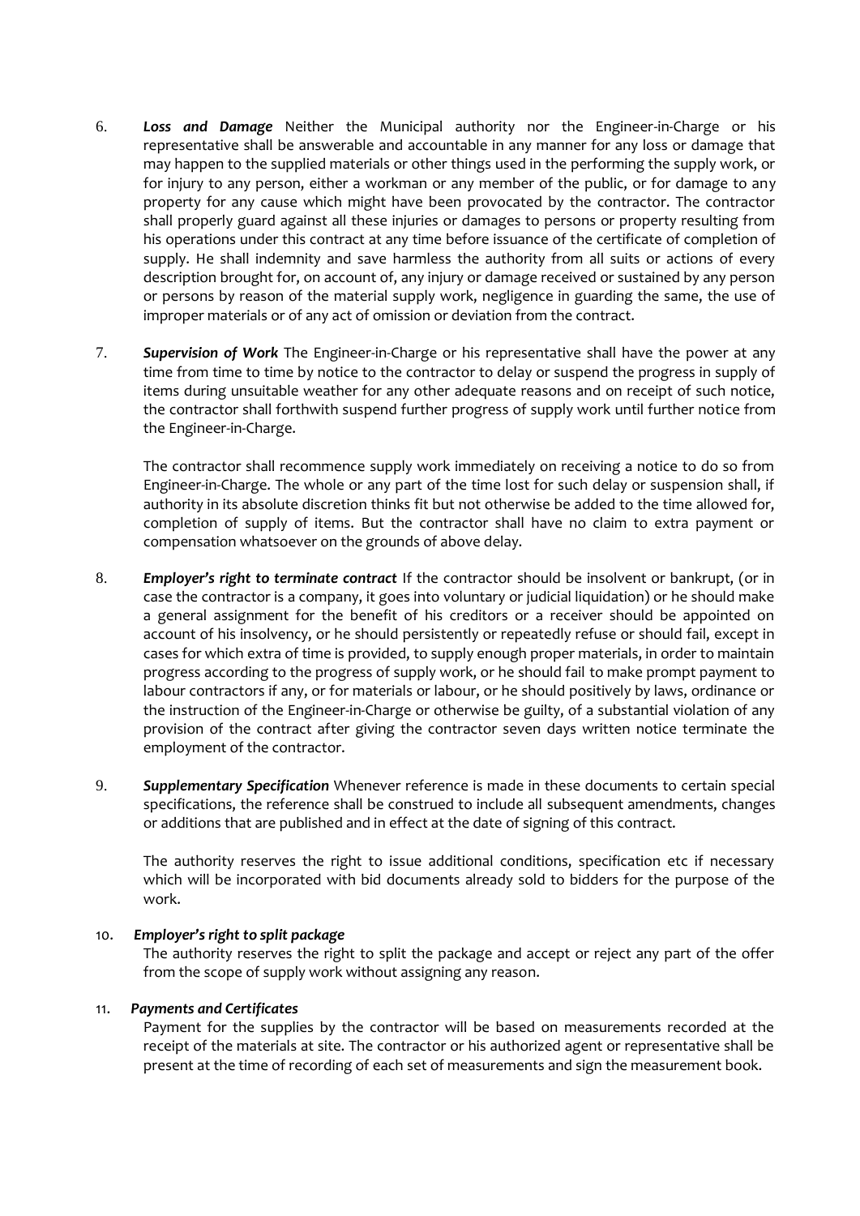6. ***Loss and Damage*** Neither the Municipal authority nor the Engineer-in-Charge or his representative shall be answerable and accountable in any manner for any loss or damage that may happen to the supplied materials or other things used in the performing the supply work, or for injury to any person, either a workman or any member of the public, or for damage to any property for any cause which might have been provocated by the contractor. The contractor shall properly guard against all these injuries or damages to persons or property resulting from his operations under this contract at any time before issuance of the certificate of completion of supply. He shall indemnity and save harmless the authority from all suits or actions of every description brought for, on account of, any injury or damage received or sustained by any person or persons by reason of the material supply work, negligence in guarding the same, the use of improper materials or of any act of omission or deviation from the contract.

7. ***Supervision of Work*** The Engineer-in-Charge or his representative shall have the power at any time from time to time by notice to the contractor to delay or suspend the progress in supply of items during unsuitable weather for any other adequate reasons and on receipt of such notice, the contractor shall forthwith suspend further progress of supply work until further notice from the Engineer-in-Charge.

   The contractor shall recommence supply work immediately on receiving a notice to do so from Engineer-in-Charge. The whole or any part of the time lost for such delay or suspension shall, if authority in its absolute discretion thinks fit but not otherwise be added to the time allowed for, completion of supply of items. But the contractor shall have no claim to extra payment or compensation whatsoever on the grounds of above delay.

8. ***Employer's right to terminate contract*** If the contractor should be insolvent or bankrupt, (or in case the contractor is a company, it goes into voluntary or judicial liquidation) or he should make a general assignment for the benefit of his creditors or a receiver should be appointed on account of his insolvency, or he should persistently or repeatedly refuse or should fail, except in cases for which extra of time is provided, to supply enough proper materials, in order to maintain progress according to the progress of supply work, or he should fail to make prompt payment to labour contractors if any, or for materials or labour, or he should positively by laws, ordinance or the instruction of the Engineer-in-Charge or otherwise be guilty, of a substantial violation of any provision of the contract after giving the contractor seven days written notice terminate the employment of the contractor.

9. ***Supplementary Specification*** Whenever reference is made in these documents to certain special specifications, the reference shall be construed to include all subsequent amendments, changes or additions that are published and in effect at the date of signing of this contract.

   The authority reserves the right to issue additional conditions, specification etc if necessary which will be incorporated with bid documents already sold to bidders for the purpose of the work.

10. ***Employer's right to split package***

    The authority reserves the right to split the package and accept or reject any part of the offer from the scope of supply work without assigning any reason.

11. ***Payments and Certificates***

    Payment for the supplies by the contractor will be based on measurements recorded at the receipt of the materials at site. The contractor or his authorized agent or representative shall be present at the time of recording of each set of measurements and sign the measurement book.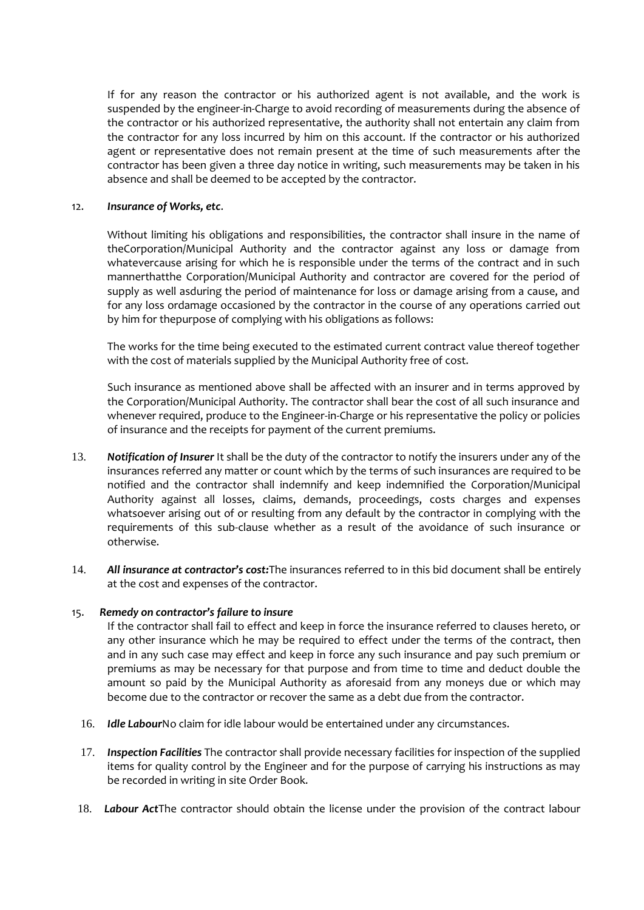If for any reason the contractor or his authorized agent is not available, and the work is suspended by the engineer-in-Charge to avoid recording of measurements during the absence of the contractor or his authorized representative, the authority shall not entertain any claim from the contractor for any loss incurred by him on this account. If the contractor or his authorized agent or representative does not remain present at the time of such measurements after the contractor has been given a three day notice in writing, such measurements may be taken in his absence and shall be deemed to be accepted by the contractor.

12. ***Insurance of Works, etc.***

Without limiting his obligations and responsibilities, the contractor shall insure in the name of theCorporation/Municipal Authority and the contractor against any loss or damage from whatevercause arising for which he is responsible under the terms of the contract and in such mannerthatthe Corporation/Municipal Authority and contractor are covered for the period of supply as well asduring the period of maintenance for loss or damage arising from a cause, and for any loss ordamage occasioned by the contractor in the course of any operations carried out by him for thepurpose of complying with his obligations as follows:

The works for the time being executed to the estimated current contract value thereof together with the cost of materials supplied by the Municipal Authority free of cost.

Such insurance as mentioned above shall be affected with an insurer and in terms approved by the Corporation/Municipal Authority. The contractor shall bear the cost of all such insurance and whenever required, produce to the Engineer-in-Charge or his representative the policy or policies of insurance and the receipts for payment of the current premiums.

13. ***Notification of Insurer*** It shall be the duty of the contractor to notify the insurers under any of the insurances referred any matter or count which by the terms of such insurances are required to be notified and the contractor shall indemnify and keep indemnified the Corporation/Municipal Authority against all losses, claims, demands, proceedings, costs charges and expenses whatsoever arising out of or resulting from any default by the contractor in complying with the requirements of this sub-clause whether as a result of the avoidance of such insurance or otherwise.

14. ***All insurance at contractor's cost:***The insurances referred to in this bid document shall be entirely at the cost and expenses of the contractor.

15. ***Remedy on contractor's failure to insure***

If the contractor shall fail to effect and keep in force the insurance referred to clauses hereto, or any other insurance which he may be required to effect under the terms of the contract, then and in any such case may effect and keep in force any such insurance and pay such premium or premiums as may be necessary for that purpose and from time to time and deduct double the amount so paid by the Municipal Authority as aforesaid from any moneys due or which may become due to the contractor or recover the same as a debt due from the contractor.

16. ***Idle Labour***No claim for idle labour would be entertained under any circumstances.

17. ***Inspection Facilities*** The contractor shall provide necessary facilities for inspection of the supplied items for quality control by the Engineer and for the purpose of carrying his instructions as may be recorded in writing in site Order Book.

18. ***Labour Act***The contractor should obtain the license under the provision of the contract labour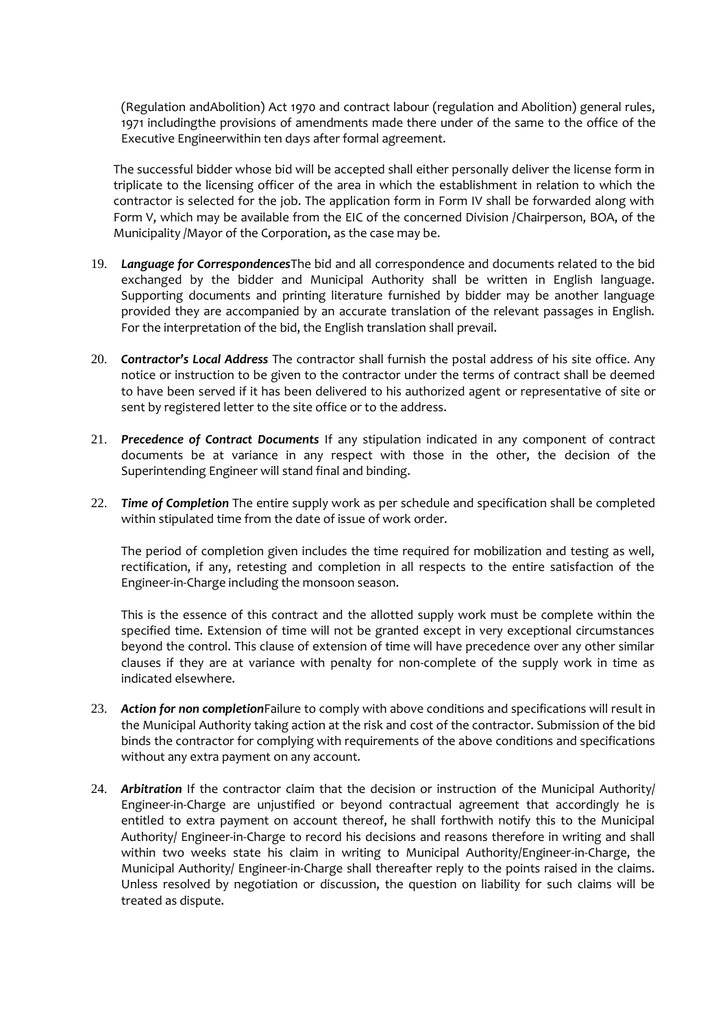(Regulation andAbolition) Act 1970 and contract labour (regulation and Abolition) general rules, 1971 includingthe provisions of amendments made there under of the same to the office of the Executive Engineerwithin ten days after formal agreement.

The successful bidder whose bid will be accepted shall either personally deliver the license form in triplicate to the licensing officer of the area in which the establishment in relation to which the contractor is selected for the job. The application form in Form IV shall be forwarded along with Form V, which may be available from the EIC of the concerned Division /Chairperson, BOA, of the Municipality /Mayor of the Corporation, as the case may be.

19. ***Language for Correspondences***The bid and all correspondence and documents related to the bid exchanged by the bidder and Municipal Authority shall be written in English language. Supporting documents and printing literature furnished by bidder may be another language provided they are accompanied by an accurate translation of the relevant passages in English. For the interpretation of the bid, the English translation shall prevail.

20. ***Contractor's Local Address*** The contractor shall furnish the postal address of his site office. Any notice or instruction to be given to the contractor under the terms of contract shall be deemed to have been served if it has been delivered to his authorized agent or representative of site or sent by registered letter to the site office or to the address.

21. ***Precedence of Contract Documents*** If any stipulation indicated in any component of contract documents be at variance in any respect with those in the other, the decision of the Superintending Engineer will stand final and binding.

22. ***Time of Completion*** The entire supply work as per schedule and specification shall be completed within stipulated time from the date of issue of work order.

    The period of completion given includes the time required for mobilization and testing as well, rectification, if any, retesting and completion in all respects to the entire satisfaction of the Engineer-in-Charge including the monsoon season.

    This is the essence of this contract and the allotted supply work must be complete within the specified time. Extension of time will not be granted except in very exceptional circumstances beyond the control. This clause of extension of time will have precedence over any other similar clauses if they are at variance with penalty for non-complete of the supply work in time as indicated elsewhere.

23. ***Action for non completion***Failure to comply with above conditions and specifications will result in the Municipal Authority taking action at the risk and cost of the contractor. Submission of the bid binds the contractor for complying with requirements of the above conditions and specifications without any extra payment on any account.

24. ***Arbitration*** If the contractor claim that the decision or instruction of the Municipal Authority/ Engineer-in-Charge are unjustified or beyond contractual agreement that accordingly he is entitled to extra payment on account thereof, he shall forthwith notify this to the Municipal Authority/ Engineer-in-Charge to record his decisions and reasons therefore in writing and shall within two weeks state his claim in writing to Municipal Authority/Engineer-in-Charge, the Municipal Authority/ Engineer-in-Charge shall thereafter reply to the points raised in the claims. Unless resolved by negotiation or discussion, the question on liability for such claims will be treated as dispute.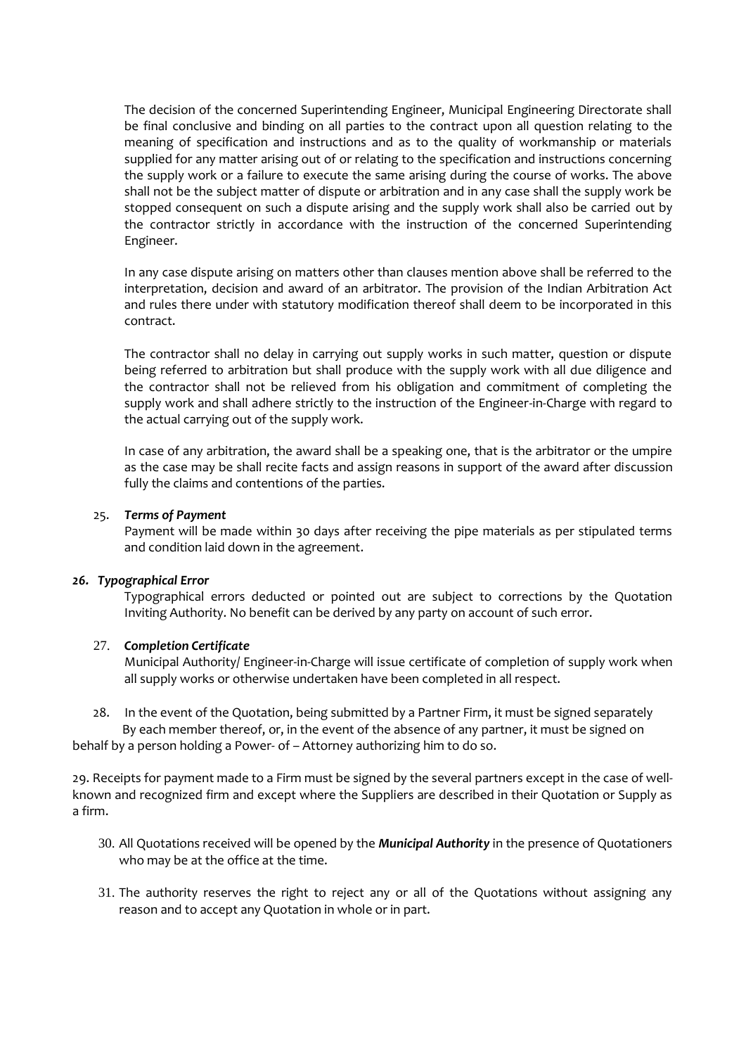The decision of the concerned Superintending Engineer, Municipal Engineering Directorate shall be final conclusive and binding on all parties to the contract upon all question relating to the meaning of specification and instructions and as to the quality of workmanship or materials supplied for any matter arising out of or relating to the specification and instructions concerning the supply work or a failure to execute the same arising during the course of works. The above shall not be the subject matter of dispute or arbitration and in any case shall the supply work be stopped consequent on such a dispute arising and the supply work shall also be carried out by the contractor strictly in accordance with the instruction of the concerned Superintending Engineer.

In any case dispute arising on matters other than clauses mention above shall be referred to the interpretation, decision and award of an arbitrator. The provision of the Indian Arbitration Act and rules there under with statutory modification thereof shall deem to be incorporated in this contract.

The contractor shall no delay in carrying out supply works in such matter, question or dispute being referred to arbitration but shall produce with the supply work with all due diligence and the contractor shall not be relieved from his obligation and commitment of completing the supply work and shall adhere strictly to the instruction of the Engineer-in-Charge with regard to the actual carrying out of the supply work.

In case of any arbitration, the award shall be a speaking one, that is the arbitrator or the umpire as the case may be shall recite facts and assign reasons in support of the award after discussion fully the claims and contentions of the parties.

25. ***Terms of Payment***

Payment will be made within 30 days after receiving the pipe materials as per stipulated terms and condition laid down in the agreement.

***26. Typographical Error***

Typographical errors deducted or pointed out are subject to corrections by the Quotation Inviting Authority. No benefit can be derived by any party on account of such error.

27. ***Completion Certificate***

Municipal Authority/ Engineer-in-Charge will issue certificate of completion of supply work when all supply works or otherwise undertaken have been completed in all respect.

28. In the event of the Quotation, being submitted by a Partner Firm, it must be signed separately By each member thereof, or, in the event of the absence of any partner, it must be signed on behalf by a person holding a Power- of – Attorney authorizing him to do so.

29. Receipts for payment made to a Firm must be signed by the several partners except in the case of well-known and recognized firm and except where the Suppliers are described in their Quotation or Supply as a firm.

30. All Quotations received will be opened by the ***Municipal Authority*** in the presence of Quotationers who may be at the office at the time.

31. The authority reserves the right to reject any or all of the Quotations without assigning any reason and to accept any Quotation in whole or in part.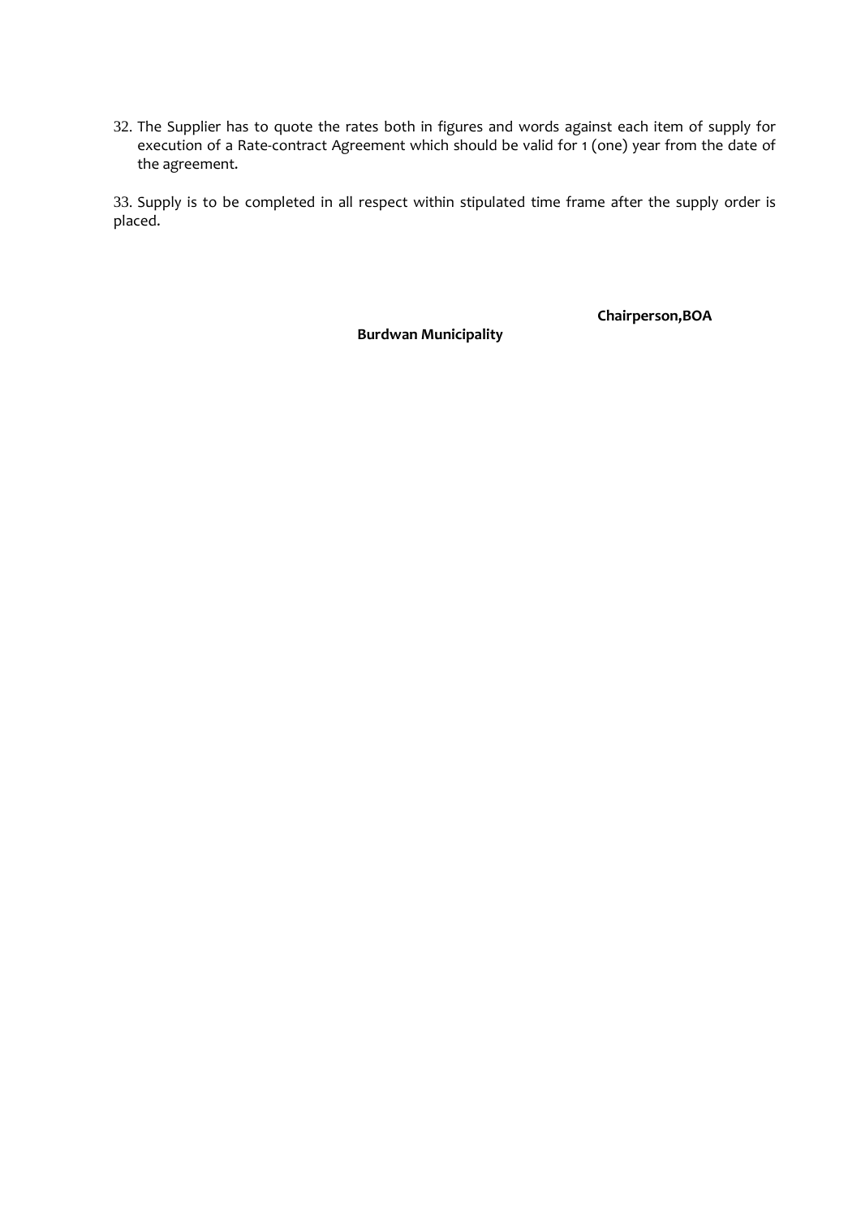32. The Supplier has to quote the rates both in figures and words against each item of supply for execution of a Rate-contract Agreement which should be valid for 1 (one) year from the date of the agreement.

33. Supply is to be completed in all respect within stipulated time frame after the supply order is placed.

**Chairperson,BOA**

**Burdwan Municipality**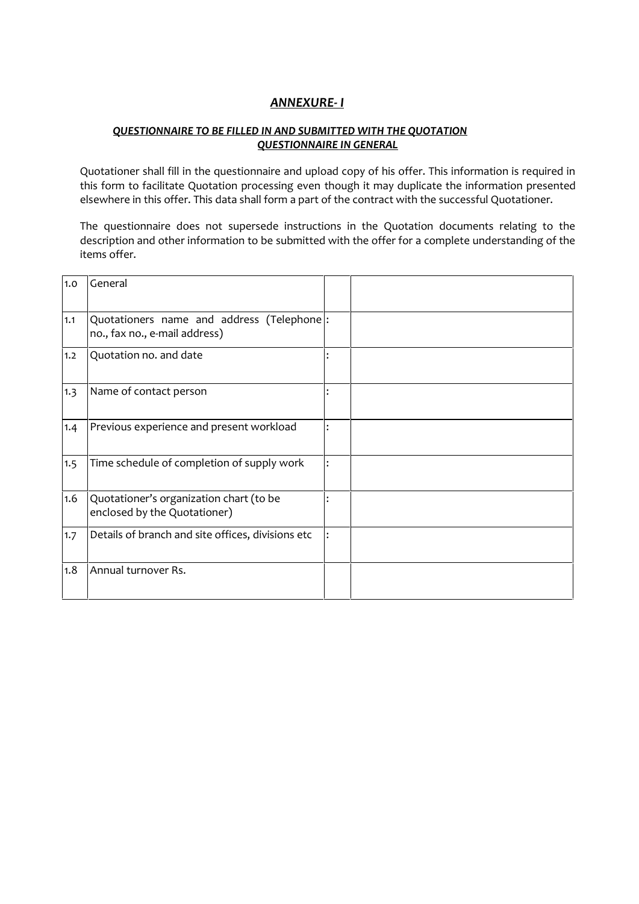## *ANNEXURE- I*

### *QUESTIONNAIRE TO BE FILLED IN AND SUBMITTED WITH THE QUOTATION*
### *QUESTIONNAIRE IN GENERAL*

Quotationer shall fill in the questionnaire and upload copy of his offer. This information is required in this form to facilitate Quotation processing even though it may duplicate the information presented elsewhere in this offer. This data shall form a part of the contract with the successful Quotationer.

The questionnaire does not supersede instructions in the Quotation documents relating to the description and other information to be submitted with the offer for a complete understanding of the items offer.

| | | | |
|---|---|---|---|
| 1.0 | General | | |
| 1.1 | Quotationers name and address (Telephone no., fax no., e-mail address) | : | |
| 1.2 | Quotation no. and date | : | |
| 1.3 | Name of contact person | : | |
| 1.4 | Previous experience and present workload | : | |
| 1.5 | Time schedule of completion of supply work | : | |
| 1.6 | Quotationer's organization chart (to be enclosed by the Quotationer) | : | |
| 1.7 | Details of branch and site offices, divisions etc | : | |
| 1.8 | Annual turnover Rs. | | |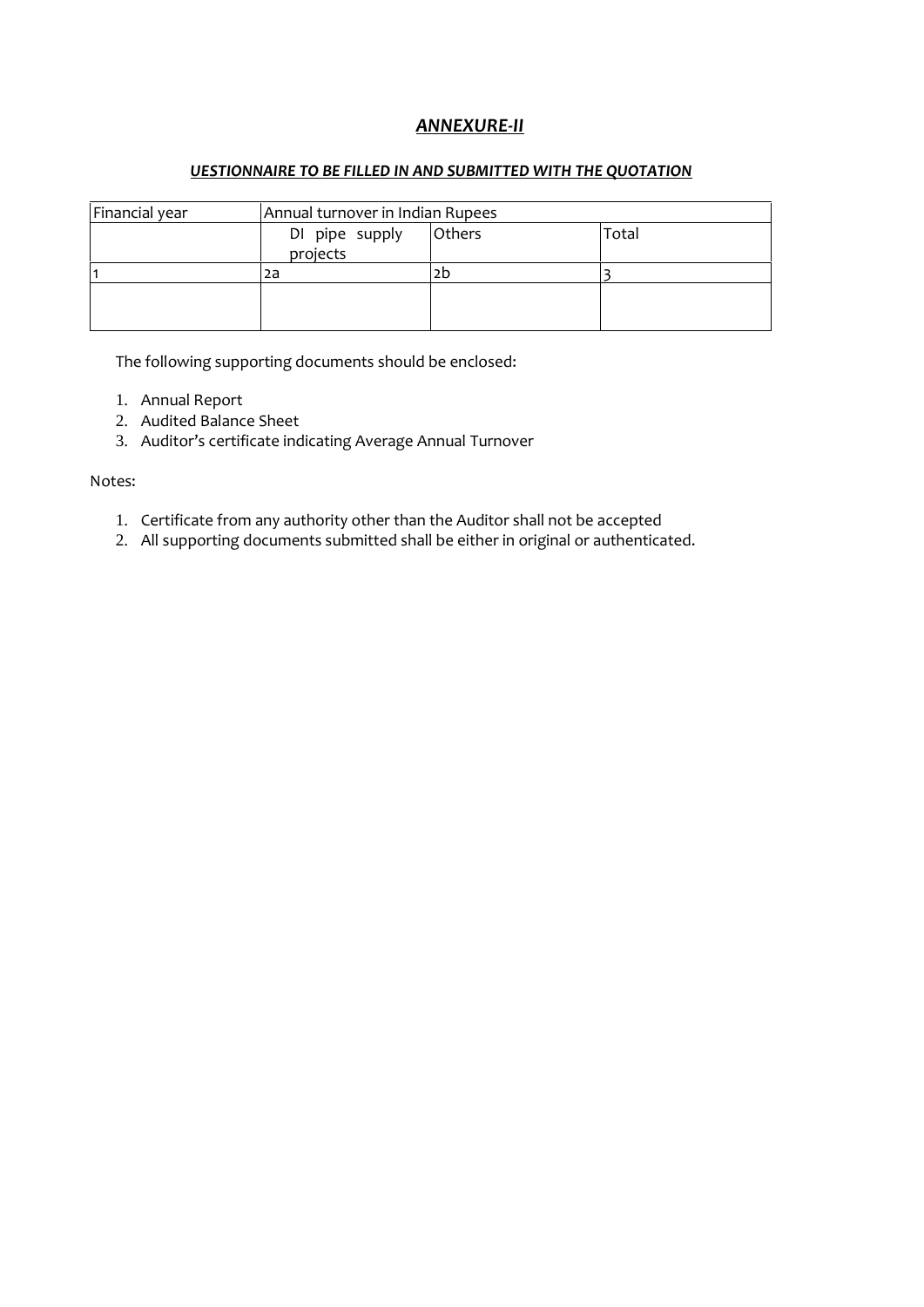## ***ANNEXURE-II***

***UESTIONNAIRE TO BE FILLED IN AND SUBMITTED WITH THE QUOTATION***

| Financial year | Annual turnover in Indian Rupees | | |
|---|---|---|---|
| | DI pipe supply projects | Others | Total |
| 1 | 2a | 2b | 3 |
| | | | |

The following supporting documents should be enclosed:

1. Annual Report
2. Audited Balance Sheet
3. Auditor's certificate indicating Average Annual Turnover

Notes:

1. Certificate from any authority other than the Auditor shall not be accepted
2. All supporting documents submitted shall be either in original or authenticated.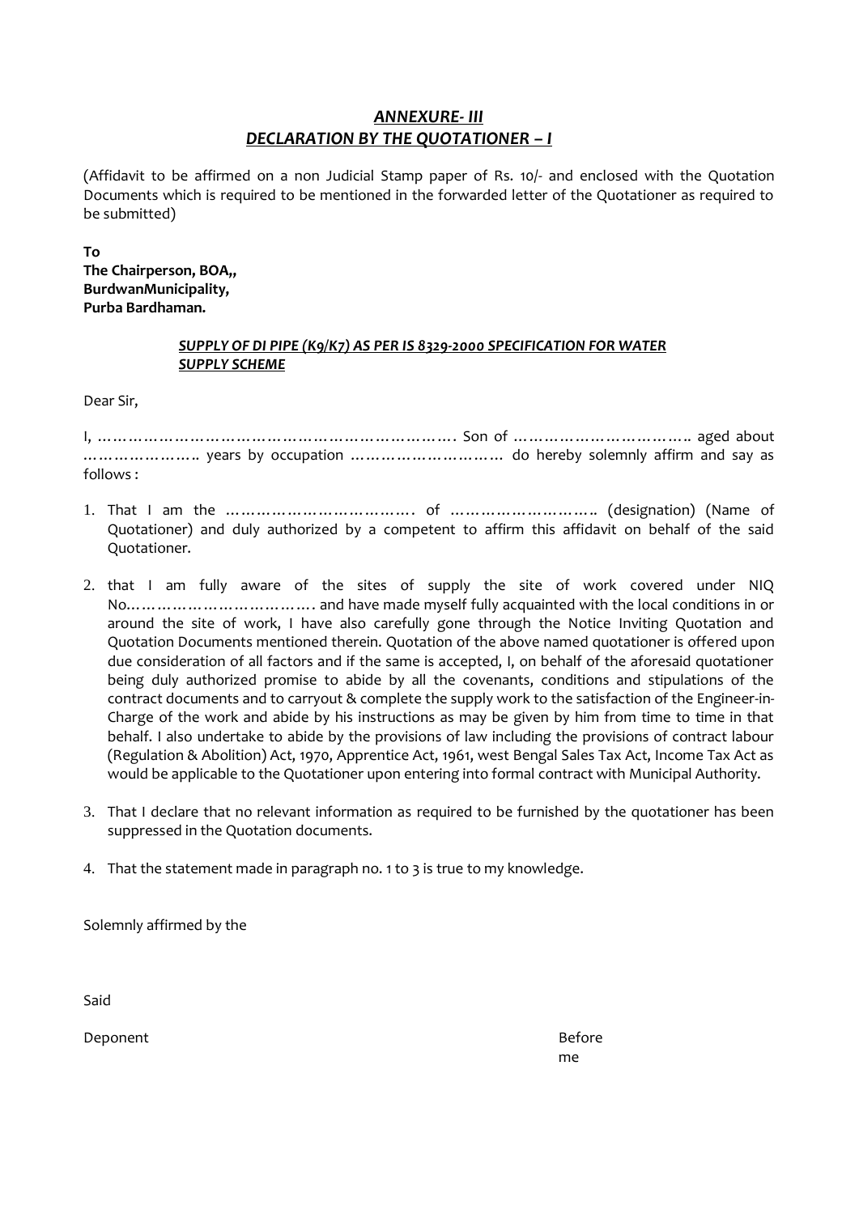## ***ANNEXURE- III***
## ***DECLARATION BY THE QUOTATIONER – I***

(Affidavit to be affirmed on a non Judicial Stamp paper of Rs. 10/- and enclosed with the Quotation Documents which is required to be mentioned in the forwarded letter of the Quotationer as required to be submitted)

**To**
**The Chairperson, BOA,,**
**BurdwanMunicipality,**
**Purba Bardhaman.**

***SUPPLY OF DI PIPE (K9/K7) AS PER IS 8329-2000 SPECIFICATION FOR WATER SUPPLY SCHEME***

Dear Sir,

I, ………………………………………………………………. Son of …………………………….. aged about ………………….. years by occupation ………………………… do hereby solemnly affirm and say as follows :

1. That I am the ………………………………. of ……………………….. (designation) (Name of Quotationer) and duly authorized by a competent to affirm this affidavit on behalf of the said Quotationer.

2. that I am fully aware of the sites of supply the site of work covered under NIQ No………………………………. and have made myself fully acquainted with the local conditions in or around the site of work, I have also carefully gone through the Notice Inviting Quotation and Quotation Documents mentioned therein. Quotation of the above named quotationer is offered upon due consideration of all factors and if the same is accepted, I, on behalf of the aforesaid quotationer being duly authorized promise to abide by all the covenants, conditions and stipulations of the contract documents and to carryout & complete the supply work to the satisfaction of the Engineer-in-Charge of the work and abide by his instructions as may be given by him from time to time in that behalf. I also undertake to abide by the provisions of law including the provisions of contract labour (Regulation & Abolition) Act, 1970, Apprentice Act, 1961, west Bengal Sales Tax Act, Income Tax Act as would be applicable to the Quotationer upon entering into formal contract with Municipal Authority.

3. That I declare that no relevant information as required to be furnished by the quotationer has been suppressed in the Quotation documents.

4. That the statement made in paragraph no. 1 to 3 is true to my knowledge.

Solemnly affirmed by the

Said

Deponent

Before me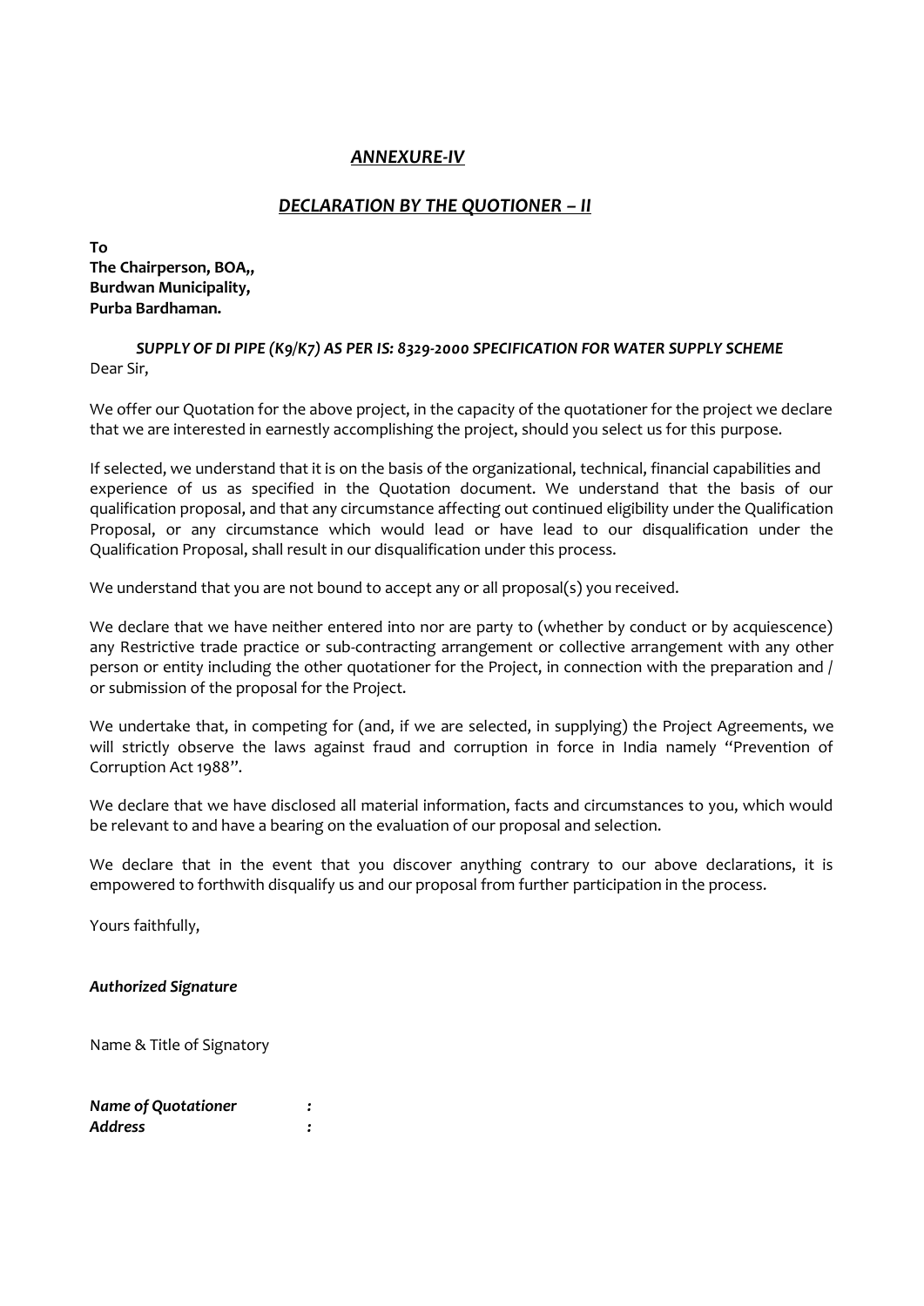## ***ANNEXURE-IV***

## ***DECLARATION BY THE QUOTIONER – II***

**To**
**The Chairperson, BOA,,**
**Burdwan Municipality,**
**Purba Bardhaman.**

***SUPPLY OF DI PIPE (K9/K7) AS PER IS: 8329-2000 SPECIFICATION FOR WATER SUPPLY SCHEME***

Dear Sir,

We offer our Quotation for the above project, in the capacity of the quotationer for the project we declare that we are interested in earnestly accomplishing the project, should you select us for this purpose.

If selected, we understand that it is on the basis of the organizational, technical, financial capabilities and experience of us as specified in the Quotation document. We understand that the basis of our qualification proposal, and that any circumstance affecting out continued eligibility under the Qualification Proposal, or any circumstance which would lead or have lead to our disqualification under the Qualification Proposal, shall result in our disqualification under this process.

We understand that you are not bound to accept any or all proposal(s) you received.

We declare that we have neither entered into nor are party to (whether by conduct or by acquiescence) any Restrictive trade practice or sub-contracting arrangement or collective arrangement with any other person or entity including the other quotationer for the Project, in connection with the preparation and / or submission of the proposal for the Project.

We undertake that, in competing for (and, if we are selected, in supplying) the Project Agreements, we will strictly observe the laws against fraud and corruption in force in India namely "Prevention of Corruption Act 1988".

We declare that we have disclosed all material information, facts and circumstances to you, which would be relevant to and have a bearing on the evaluation of our proposal and selection.

We declare that in the event that you discover anything contrary to our above declarations, it is empowered to forthwith disqualify us and our proposal from further participation in the process.

Yours faithfully,

***Authorized Signature***

Name & Title of Signatory

***Name of Quotationer*** :
***Address*** :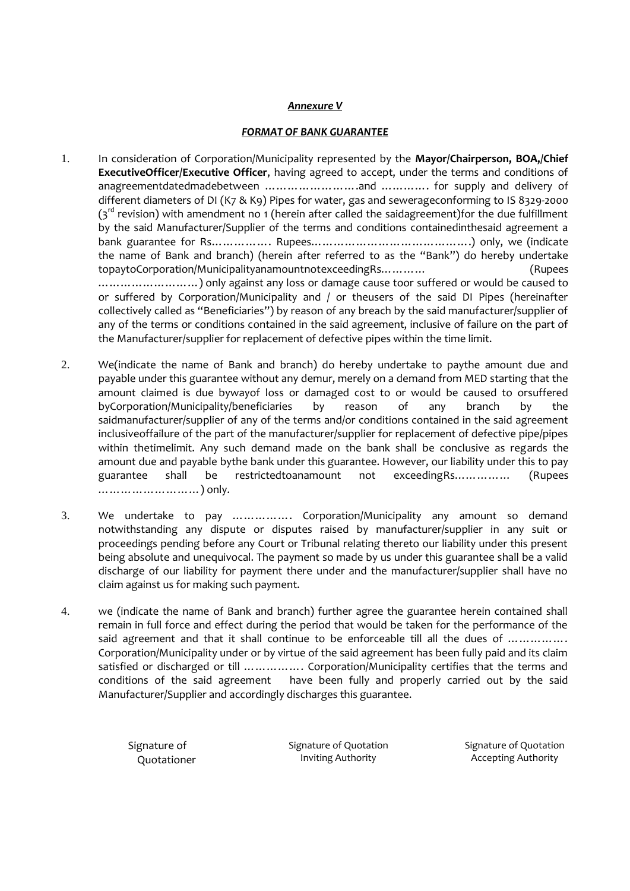***Annexure V***

***FORMAT OF BANK GUARANTEE***

1. In consideration of Corporation/Municipality represented by the **Mayor/Chairperson, BOA,/Chief ExecutiveOfficer/Executive Officer**, having agreed to accept, under the terms and conditions of anagreementdatedmadebetween ……………………..and …………. for supply and delivery of different diameters of DI (K7 & K9) Pipes for water, gas and sewerageconforming to IS 8329-2000 (3rd revision) with amendment no 1 (herein after called the saidagreement)for the due fulfillment by the said Manufacturer/Supplier of the terms and conditions containedinthesaid agreement a bank guarantee for Rs……………. Rupees…………………………………….) only, we (indicate the name of Bank and branch) (herein after referred to as the "Bank") do hereby undertake topaytoCorporation/MunicipalityanamountnotexceedingRs………… (Rupees ………………………) only against any loss or damage cause toor suffered or would be caused to or suffered by Corporation/Municipality and / or theusers of the said DI Pipes (hereinafter collectively called as "Beneficiaries") by reason of any breach by the said manufacturer/supplier of any of the terms or conditions contained in the said agreement, inclusive of failure on the part of the Manufacturer/supplier for replacement of defective pipes within the time limit.

2. We(indicate the name of Bank and branch) do hereby undertake to paythe amount due and payable under this guarantee without any demur, merely on a demand from MED starting that the amount claimed is due bywayof loss or damaged cost to or would be caused to orsuffered byCorporation/Municipality/beneficiaries by reason of any branch by the saidmanufacturer/supplier of any of the terms and/or conditions contained in the said agreement inclusiveoffailure of the part of the manufacturer/supplier for replacement of defective pipe/pipes within thetimelimit. Any such demand made on the bank shall be conclusive as regards the amount due and payable bythe bank under this guarantee. However, our liability under this to pay guarantee shall be restrictedtoanamount not exceedingRs…………… (Rupees ………………………) only.

3. We undertake to pay ……………. Corporation/Municipality any amount so demand notwithstanding any dispute or disputes raised by manufacturer/supplier in any suit or proceedings pending before any Court or Tribunal relating thereto our liability under this present being absolute and unequivocal. The payment so made by us under this guarantee shall be a valid discharge of our liability for payment there under and the manufacturer/supplier shall have no claim against us for making such payment.

4. we (indicate the name of Bank and branch) further agree the guarantee herein contained shall remain in full force and effect during the period that would be taken for the performance of the said agreement and that it shall continue to be enforceable till all the dues of ……………. Corporation/Municipality under or by virtue of the said agreement has been fully paid and its claim satisfied or discharged or till ……………. Corporation/Municipality certifies that the terms and conditions of the said agreement have been fully and properly carried out by the said Manufacturer/Supplier and accordingly discharges this guarantee.

Signature of Quotationer

Signature of Quotation Inviting Authority

Signature of Quotation Accepting Authority